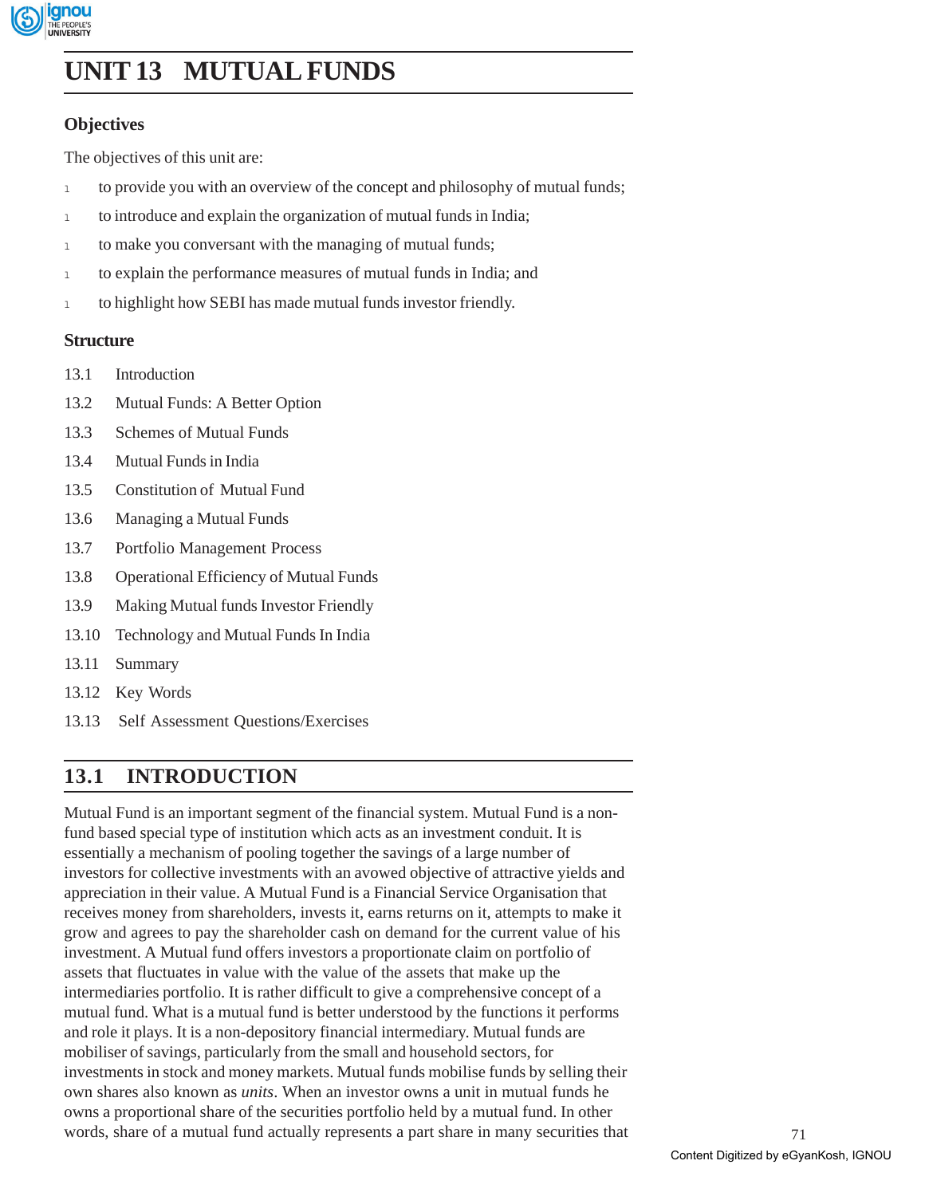# UNIT 13 MUTUAL FUNDS

## Objectives

The objectives of this unit are:

- to provide you with an overview of the concept and philosophy of mutual funds;
- to introduce and explain the organization of mutual funds in India;
- to make you conversant with the managing of mutual funds;
- to explain the performance measures of mutual funds in India; and
- to highlight how SEBI has made mutual funds investor friendly.

## Structure

13.1 Introduction

13.2 Mutual Funds: A Better Option

13.3 Schemes of Mutual Funds

13.4 Mutual Funds in India

13.5 Constitution of Mutual Fund

13.6 Managing a Mutual Funds

13.7 Portfolio Management Process

13.8 Operational Efficiency of Mutual Funds

13.9 Making Mutual funds Investor Friendly

13.10 Technology and Mutual Funds In India

13.11 Summary

13.12 Key Words

13.13 Self Assessment Questions/Exercises

## 13.1 INTRODUCTION

Mutual Fund is an important segment of the financial system. Mutual Fund is a non-fund based special type of institution which acts as an investment conduit. It is essentially a mechanism of pooling together the savings of a large number of investors for collective investments with an avowed objective of attractive yields and appreciation in their value. A Mutual Fund is a Financial Service Organisation that receives money from shareholders, invests it, earns returns on it, attempts to make it grow and agrees to pay the shareholder cash on demand for the current value of his investment. A Mutual fund offers investors a proportionate claim on portfolio of assets that fluctuates in value with the value of the assets that make up the intermediaries portfolio. It is rather difficult to give a comprehensive concept of a mutual fund. What is a mutual fund is better understood by the functions it performs and role it plays. It is a non-depository financial intermediary. Mutual funds are mobiliser of savings, particularly from the small and household sectors, for investments in stock and money markets. Mutual funds mobilise funds by selling their own shares also known as *units*. When an investor owns a unit in mutual funds he owns a proportional share of the securities portfolio held by a mutual fund. In other words, share of a mutual fund actually represents a part share in many securities that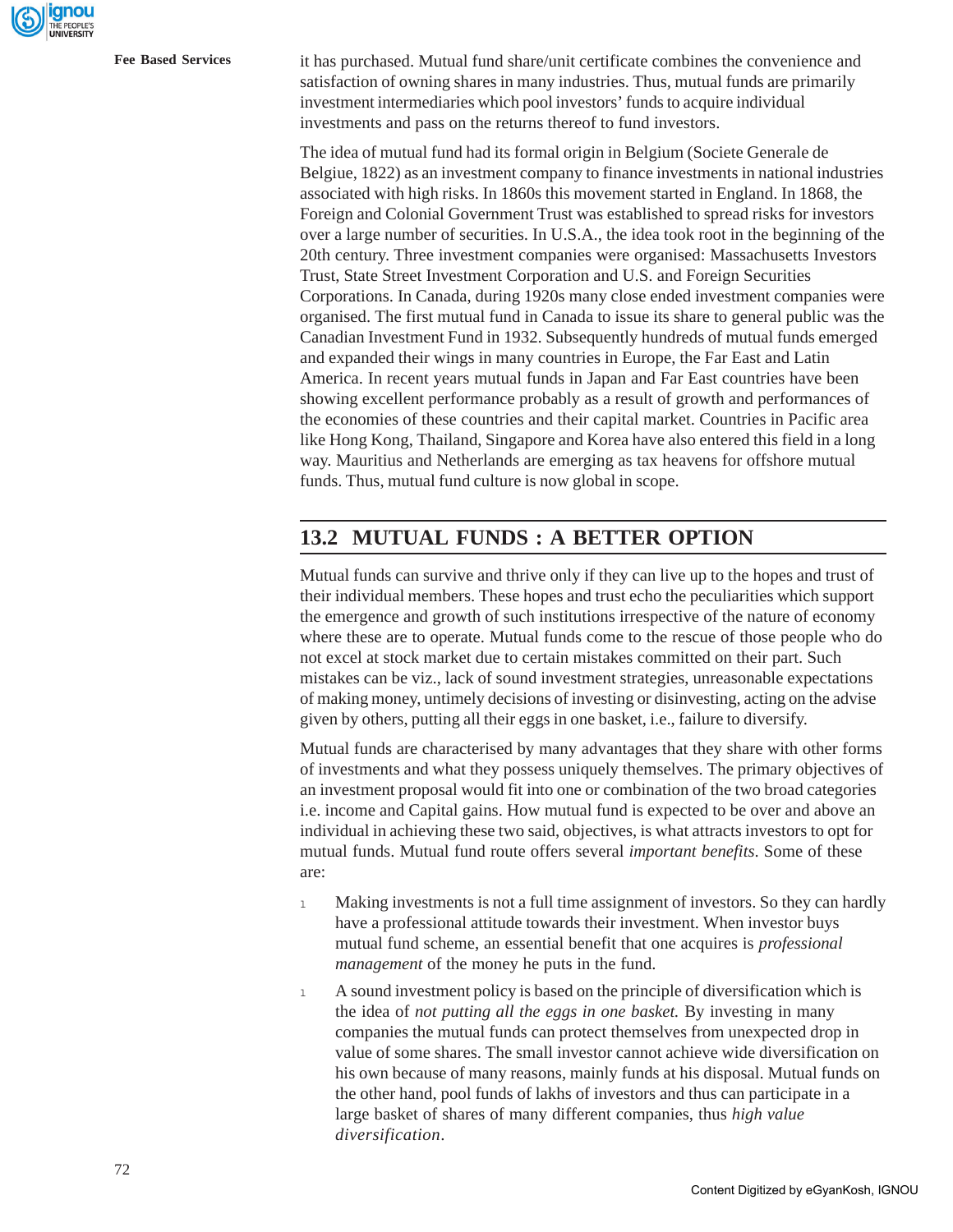it has purchased. Mutual fund share/unit certificate combines the convenience and satisfaction of owning shares in many industries. Thus, mutual funds are primarily investment intermediaries which pool investors' funds to acquire individual investments and pass on the returns thereof to fund investors.

The idea of mutual fund had its formal origin in Belgium (Societe Generale de Belgiue, 1822) as an investment company to finance investments in national industries associated with high risks. In 1860s this movement started in England. In 1868, the Foreign and Colonial Government Trust was established to spread risks for investors over a large number of securities. In U.S.A., the idea took root in the beginning of the 20th century. Three investment companies were organised: Massachusetts Investors Trust, State Street Investment Corporation and U.S. and Foreign Securities Corporations. In Canada, during 1920s many close ended investment companies were organised. The first mutual fund in Canada to issue its share to general public was the Canadian Investment Fund in 1932. Subsequently hundreds of mutual funds emerged and expanded their wings in many countries in Europe, the Far East and Latin America. In recent years mutual funds in Japan and Far East countries have been showing excellent performance probably as a result of growth and performances of the economies of these countries and their capital market. Countries in Pacific area like Hong Kong, Thailand, Singapore and Korea have also entered this field in a long way. Mauritius and Netherlands are emerging as tax heavens for offshore mutual funds. Thus, mutual fund culture is now global in scope.

## 13.2 MUTUAL FUNDS : A BETTER OPTION

Mutual funds can survive and thrive only if they can live up to the hopes and trust of their individual members. These hopes and trust echo the peculiarities which support the emergence and growth of such institutions irrespective of the nature of economy where these are to operate. Mutual funds come to the rescue of those people who do not excel at stock market due to certain mistakes committed on their part. Such mistakes can be viz., lack of sound investment strategies, unreasonable expectations of making money, untimely decisions of investing or disinvesting, acting on the advise given by others, putting all their eggs in one basket, i.e., failure to diversify.

Mutual funds are characterised by many advantages that they share with other forms of investments and what they possess uniquely themselves. The primary objectives of an investment proposal would fit into one or combination of the two broad categories i.e. income and Capital gains. How mutual fund is expected to be over and above an individual in achieving these two said, objectives, is what attracts investors to opt for mutual funds. Mutual fund route offers several *important benefits*. Some of these are:

- Making investments is not a full time assignment of investors. So they can hardly have a professional attitude towards their investment. When investor buys mutual fund scheme, an essential benefit that one acquires is *professional management* of the money he puts in the fund.
- A sound investment policy is based on the principle of diversification which is the idea of *not putting all the eggs in one basket.* By investing in many companies the mutual funds can protect themselves from unexpected drop in value of some shares. The small investor cannot achieve wide diversification on his own because of many reasons, mainly funds at his disposal. Mutual funds on the other hand, pool funds of lakhs of investors and thus can participate in a large basket of shares of many different companies, thus *high value diversification*.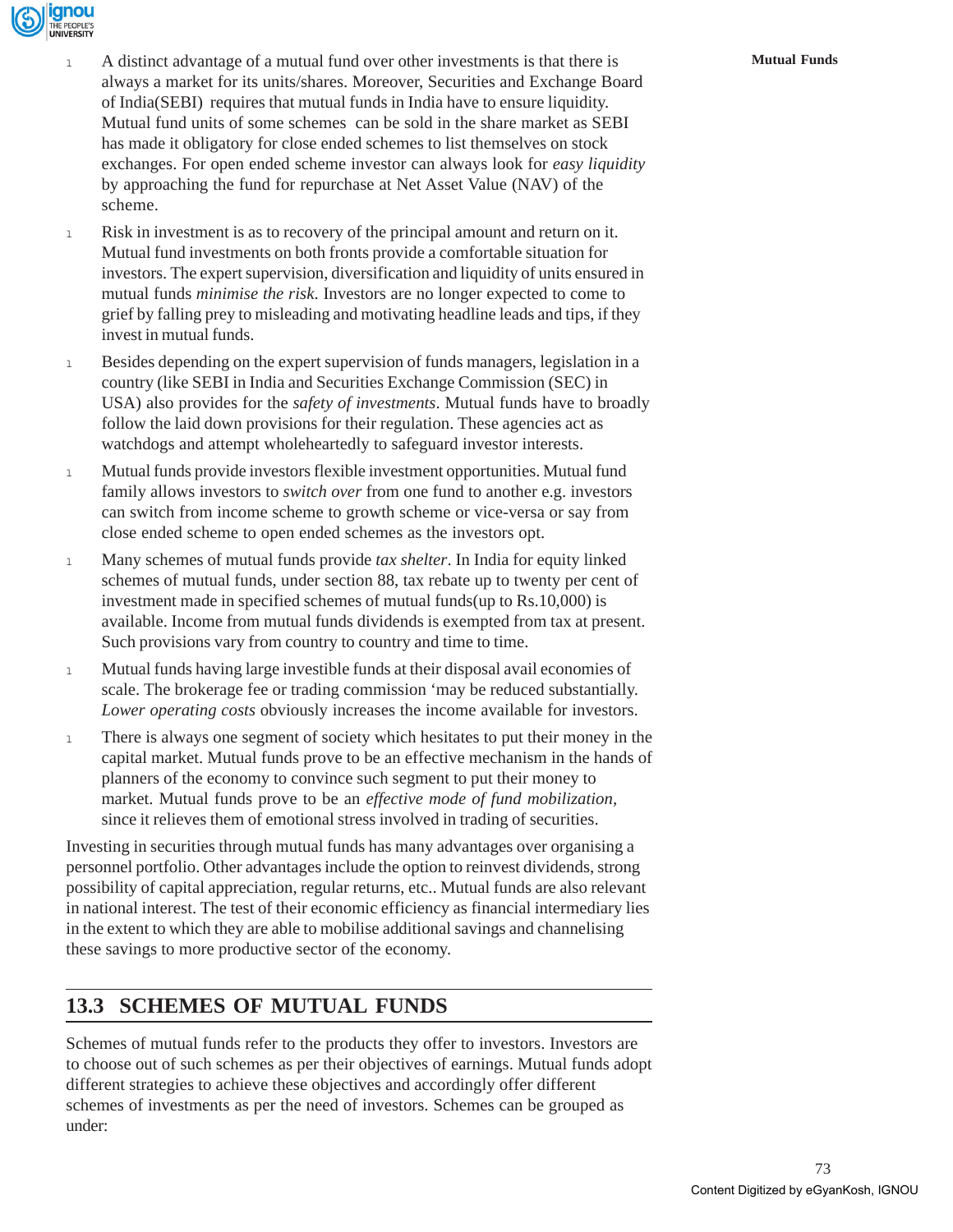- A distinct advantage of a mutual fund over other investments is that there is always a market for its units/shares. Moreover, Securities and Exchange Board of India(SEBI) requires that mutual funds in India have to ensure liquidity. Mutual fund units of some schemes can be sold in the share market as SEBI has made it obligatory for close ended schemes to list themselves on stock exchanges. For open ended scheme investor can always look for *easy liquidity* by approaching the fund for repurchase at Net Asset Value (NAV) of the scheme.

- Risk in investment is as to recovery of the principal amount and return on it. Mutual fund investments on both fronts provide a comfortable situation for investors. The expert supervision, diversification and liquidity of units ensured in mutual funds *minimise the risk*. Investors are no longer expected to come to grief by falling prey to misleading and motivating headline leads and tips, if they invest in mutual funds.

- Besides depending on the expert supervision of funds managers, legislation in a country (like SEBI in India and Securities Exchange Commission (SEC) in USA) also provides for the *safety of investments*. Mutual funds have to broadly follow the laid down provisions for their regulation. These agencies act as watchdogs and attempt wholeheartedly to safeguard investor interests.

- Mutual funds provide investors flexible investment opportunities. Mutual fund family allows investors to *switch over* from one fund to another e.g. investors can switch from income scheme to growth scheme or vice-versa or say from close ended scheme to open ended schemes as the investors opt.

- Many schemes of mutual funds provide *tax shelter*. In India for equity linked schemes of mutual funds, under section 88, tax rebate up to twenty per cent of investment made in specified schemes of mutual funds(up to Rs.10,000) is available. Income from mutual funds dividends is exempted from tax at present. Such provisions vary from country to country and time to time.

- Mutual funds having large investible funds at their disposal avail economies of scale. The brokerage fee or trading commission 'may be reduced substantially. *Lower operating costs* obviously increases the income available for investors.

- There is always one segment of society which hesitates to put their money in the capital market. Mutual funds prove to be an effective mechanism in the hands of planners of the economy to convince such segment to put their money to market. Mutual funds prove to be an *effective mode of fund mobilization*, since it relieves them of emotional stress involved in trading of securities.

Investing in securities through mutual funds has many advantages over organising a personnel portfolio. Other advantages include the option to reinvest dividends, strong possibility of capital appreciation, regular returns, etc.. Mutual funds are also relevant in national interest. The test of their economic efficiency as financial intermediary lies in the extent to which they are able to mobilise additional savings and channelising these savings to more productive sector of the economy.

## 13.3 SCHEMES OF MUTUAL FUNDS

Schemes of mutual funds refer to the products they offer to investors. Investors are to choose out of such schemes as per their objectives of earnings. Mutual funds adopt different strategies to achieve these objectives and accordingly offer different schemes of investments as per the need of investors. Schemes can be grouped as under: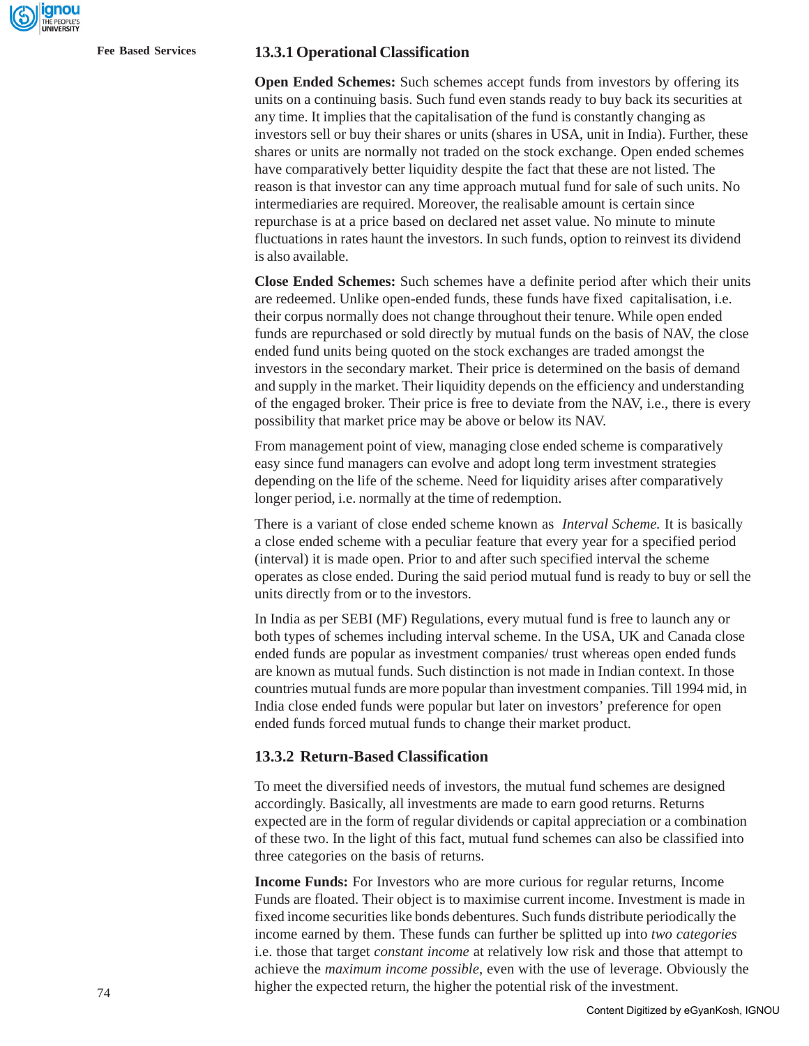### 13.3.1 Operational Classification

**Open Ended Schemes:** Such schemes accept funds from investors by offering its units on a continuing basis. Such fund even stands ready to buy back its securities at any time. It implies that the capitalisation of the fund is constantly changing as investors sell or buy their shares or units (shares in USA, unit in India). Further, these shares or units are normally not traded on the stock exchange. Open ended schemes have comparatively better liquidity despite the fact that these are not listed. The reason is that investor can any time approach mutual fund for sale of such units. No intermediaries are required. Moreover, the realisable amount is certain since repurchase is at a price based on declared net asset value. No minute to minute fluctuations in rates haunt the investors. In such funds, option to reinvest its dividend is also available.

**Close Ended Schemes:** Such schemes have a definite period after which their units are redeemed. Unlike open-ended funds, these funds have fixed capitalisation, i.e. their corpus normally does not change throughout their tenure. While open ended funds are repurchased or sold directly by mutual funds on the basis of NAV, the close ended fund units being quoted on the stock exchanges are traded amongst the investors in the secondary market. Their price is determined on the basis of demand and supply in the market. Their liquidity depends on the efficiency and understanding of the engaged broker. Their price is free to deviate from the NAV, i.e., there is every possibility that market price may be above or below its NAV.

From management point of view, managing close ended scheme is comparatively easy since fund managers can evolve and adopt long term investment strategies depending on the life of the scheme. Need for liquidity arises after comparatively longer period, i.e. normally at the time of redemption.

There is a variant of close ended scheme known as *Interval Scheme.* It is basically a close ended scheme with a peculiar feature that every year for a specified period (interval) it is made open. Prior to and after such specified interval the scheme operates as close ended. During the said period mutual fund is ready to buy or sell the units directly from or to the investors.

In India as per SEBI (MF) Regulations, every mutual fund is free to launch any or both types of schemes including interval scheme. In the USA, UK and Canada close ended funds are popular as investment companies/ trust whereas open ended funds are known as mutual funds. Such distinction is not made in Indian context. In those countries mutual funds are more popular than investment companies. Till 1994 mid, in India close ended funds were popular but later on investors' preference for open ended funds forced mutual funds to change their market product.

### 13.3.2 Return-Based Classification

To meet the diversified needs of investors, the mutual fund schemes are designed accordingly. Basically, all investments are made to earn good returns. Returns expected are in the form of regular dividends or capital appreciation or a combination of these two. In the light of this fact, mutual fund schemes can also be classified into three categories on the basis of returns.

**Income Funds:** For Investors who are more curious for regular returns, Income Funds are floated. Their object is to maximise current income. Investment is made in fixed income securities like bonds debentures. Such funds distribute periodically the income earned by them. These funds can further be splitted up into *two categories* i.e. those that target *constant income* at relatively low risk and those that attempt to achieve the *maximum income possible*, even with the use of leverage. Obviously the higher the expected return, the higher the potential risk of the investment.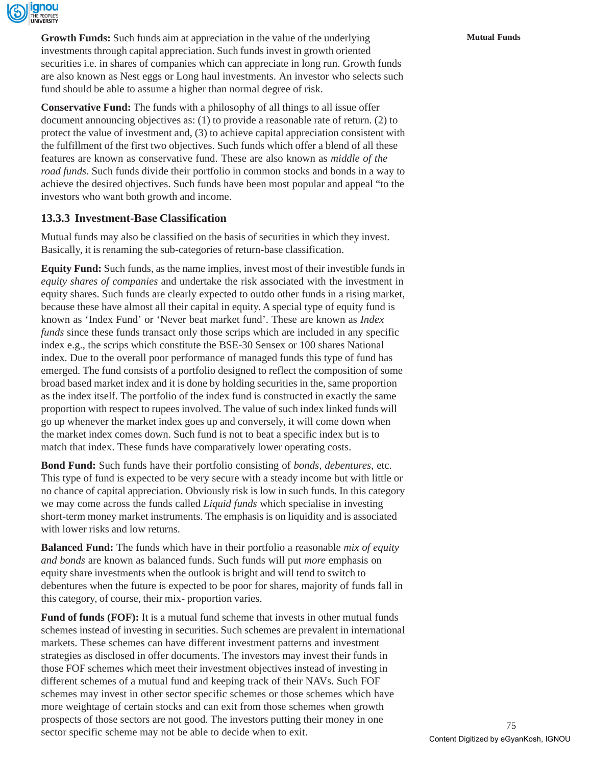**Growth Funds:** Such funds aim at appreciation in the value of the underlying investments through capital appreciation. Such funds invest in growth oriented securities i.e. in shares of companies which can appreciate in long run. Growth funds are also known as Nest eggs or Long haul investments. An investor who selects such fund should be able to assume a higher than normal degree of risk.

**Conservative Fund:** The funds with a philosophy of all things to all issue offer document announcing objectives as: (1) to provide a reasonable rate of return. (2) to protect the value of investment and, (3) to achieve capital appreciation consistent with the fulfillment of the first two objectives. Such funds which offer a blend of all these features are known as conservative fund. These are also known as *middle of the road funds*. Such funds divide their portfolio in common stocks and bonds in a way to achieve the desired objectives. Such funds have been most popular and appeal "to the investors who want both growth and income.

### 13.3.3 Investment-Base Classification

Mutual funds may also be classified on the basis of securities in which they invest. Basically, it is renaming the sub-categories of return-base classification.

**Equity Fund:** Such funds, as the name implies, invest most of their investible funds in *equity shares of companies* and undertake the risk associated with the investment in equity shares. Such funds are clearly expected to outdo other funds in a rising market, because these have almost all their capital in equity. A special type of equity fund is known as 'Index Fund' or 'Never beat market fund'. These are known as *Index funds* since these funds transact only those scrips which are included in any specific index e.g., the scrips which constitute the BSE-30 Sensex or 100 shares National index. Due to the overall poor performance of managed funds this type of fund has emerged. The fund consists of a portfolio designed to reflect the composition of some broad based market index and it is done by holding securities in the, same proportion as the index itself. The portfolio of the index fund is constructed in exactly the same proportion with respect to rupees involved. The value of such index linked funds will go up whenever the market index goes up and conversely, it will come down when the market index comes down. Such fund is not to beat a specific index but is to match that index. These funds have comparatively lower operating costs.

**Bond Fund:** Such funds have their portfolio consisting of *bonds, debentures,* etc. This type of fund is expected to be very secure with a steady income but with little or no chance of capital appreciation. Obviously risk is low in such funds. In this category we may come across the funds called *Liquid funds* which specialise in investing short-term money market instruments. The emphasis is on liquidity and is associated with lower risks and low returns.

**Balanced Fund:** The funds which have in their portfolio a reasonable *mix of equity and bonds* are known as balanced funds. Such funds will put *more* emphasis on equity share investments when the outlook is bright and will tend to switch to debentures when the future is expected to be poor for shares, majority of funds fall in this category, of course, their mix- proportion varies.

**Fund of funds (FOF):** It is a mutual fund scheme that invests in other mutual funds schemes instead of investing in securities. Such schemes are prevalent in international markets. These schemes can have different investment patterns and investment strategies as disclosed in offer documents. The investors may invest their funds in those FOF schemes which meet their investment objectives instead of investing in different schemes of a mutual fund and keeping track of their NAVs. Such FOF schemes may invest in other sector specific schemes or those schemes which have more weightage of certain stocks and can exit from those schemes when growth prospects of those sectors are not good. The investors putting their money in one sector specific scheme may not be able to decide when to exit.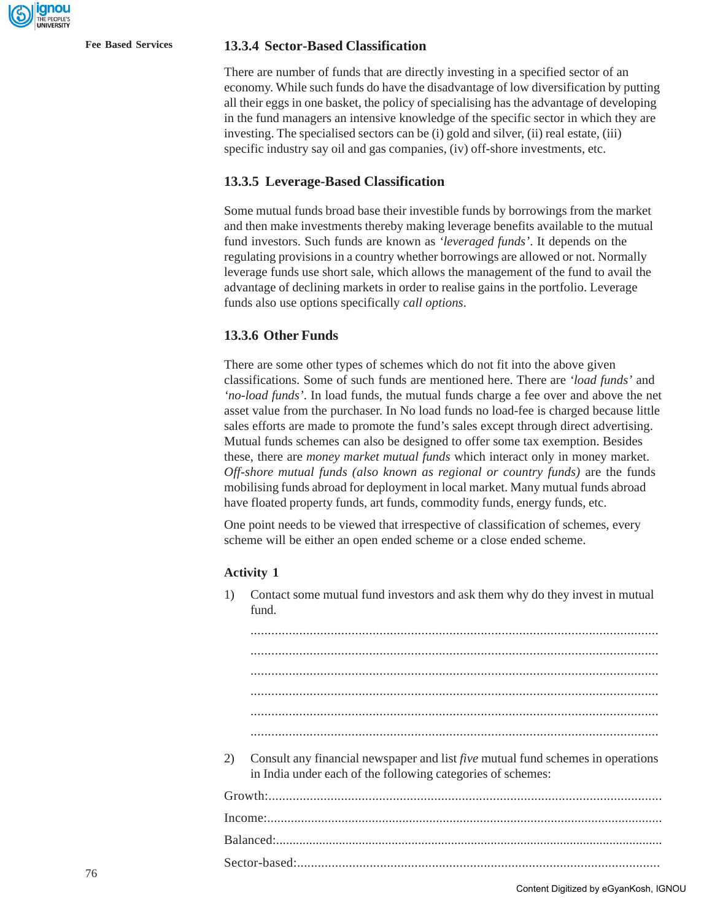### 13.3.4 Sector-Based Classification

There are number of funds that are directly investing in a specified sector of an economy. While such funds do have the disadvantage of low diversification by putting all their eggs in one basket, the policy of specialising has the advantage of developing in the fund managers an intensive knowledge of the specific sector in which they are investing. The specialised sectors can be (i) gold and silver, (ii) real estate, (iii) specific industry say oil and gas companies, (iv) off-shore investments, etc.

### 13.3.5 Leverage-Based Classification

Some mutual funds broad base their investible funds by borrowings from the market and then make investments thereby making leverage benefits available to the mutual fund investors. Such funds are known as *'leveraged funds'*. It depends on the regulating provisions in a country whether borrowings are allowed or not. Normally leverage funds use short sale, which allows the management of the fund to avail the advantage of declining markets in order to realise gains in the portfolio. Leverage funds also use options specifically *call options*.

### 13.3.6 Other Funds

There are some other types of schemes which do not fit into the above given classifications. Some of such funds are mentioned here. There are *'load funds'* and *'no-load funds'*. In load funds, the mutual funds charge a fee over and above the net asset value from the purchaser. In No load funds no load-fee is charged because little sales efforts are made to promote the fund's sales except through direct advertising. Mutual funds schemes can also be designed to offer some tax exemption. Besides these, there are *money market mutual funds* which interact only in money market. *Off-shore mutual funds (also known as regional or country funds)* are the funds mobilising funds abroad for deployment in local market. Many mutual funds abroad have floated property funds, art funds, commodity funds, energy funds, etc.

One point needs to be viewed that irrespective of classification of schemes, every scheme will be either an open ended scheme or a close ended scheme.

**Activity 1**

1) Contact some mutual fund investors and ask them why do they invest in mutual fund.

.....................................................................................................................

.....................................................................................................................

.....................................................................................................................

.....................................................................................................................

.....................................................................................................................

.....................................................................................................................

2) Consult any financial newspaper and list *five* mutual fund schemes in operations in India under each of the following categories of schemes:

Growth:.....................................................................................................................

Income:.....................................................................................................................

Balanced:.....................................................................................................................

Sector-based:.....................................................................................................................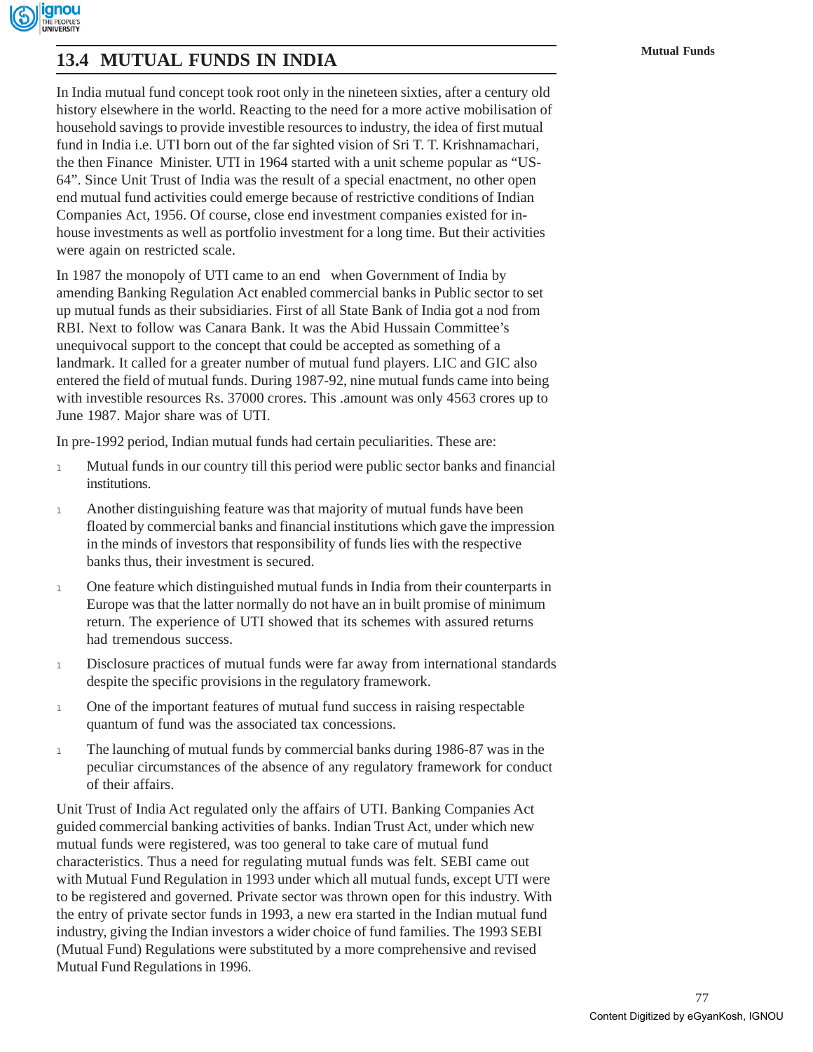## 13.4 MUTUAL FUNDS IN INDIA

In India mutual fund concept took root only in the nineteen sixties, after a century old history elsewhere in the world. Reacting to the need for a more active mobilisation of household savings to provide investible resources to industry, the idea of first mutual fund in India i.e. UTI born out of the far sighted vision of Sri T. T. Krishnamachari, the then Finance Minister. UTI in 1964 started with a unit scheme popular as "US-64". Since Unit Trust of India was the result of a special enactment, no other open end mutual fund activities could emerge because of restrictive conditions of Indian Companies Act, 1956. Of course, close end investment companies existed for in-house investments as well as portfolio investment for a long time. But their activities were again on restricted scale.

In 1987 the monopoly of UTI came to an end when Government of India by amending Banking Regulation Act enabled commercial banks in Public sector to set up mutual funds as their subsidiaries. First of all State Bank of India got a nod from RBI. Next to follow was Canara Bank. It was the Abid Hussain Committee's unequivocal support to the concept that could be accepted as something of a landmark. It called for a greater number of mutual fund players. LIC and GIC also entered the field of mutual funds. During 1987-92, nine mutual funds came into being with investible resources Rs. 37000 crores. This .amount was only 4563 crores up to June 1987. Major share was of UTI.

In pre-1992 period, Indian mutual funds had certain peculiarities. These are:

- Mutual funds in our country till this period were public sector banks and financial institutions.
- Another distinguishing feature was that majority of mutual funds have been floated by commercial banks and financial institutions which gave the impression in the minds of investors that responsibility of funds lies with the respective banks thus, their investment is secured.
- One feature which distinguished mutual funds in India from their counterparts in Europe was that the latter normally do not have an in built promise of minimum return. The experience of UTI showed that its schemes with assured returns had tremendous success.
- Disclosure practices of mutual funds were far away from international standards despite the specific provisions in the regulatory framework.
- One of the important features of mutual fund success in raising respectable quantum of fund was the associated tax concessions.
- The launching of mutual funds by commercial banks during 1986-87 was in the peculiar circumstances of the absence of any regulatory framework for conduct of their affairs.

Unit Trust of India Act regulated only the affairs of UTI. Banking Companies Act guided commercial banking activities of banks. Indian Trust Act, under which new mutual funds were registered, was too general to take care of mutual fund characteristics. Thus a need for regulating mutual funds was felt. SEBI came out with Mutual Fund Regulation in 1993 under which all mutual funds, except UTI were to be registered and governed. Private sector was thrown open for this industry. With the entry of private sector funds in 1993, a new era started in the Indian mutual fund industry, giving the Indian investors a wider choice of fund families. The 1993 SEBI (Mutual Fund) Regulations were substituted by a more comprehensive and revised Mutual Fund Regulations in 1996.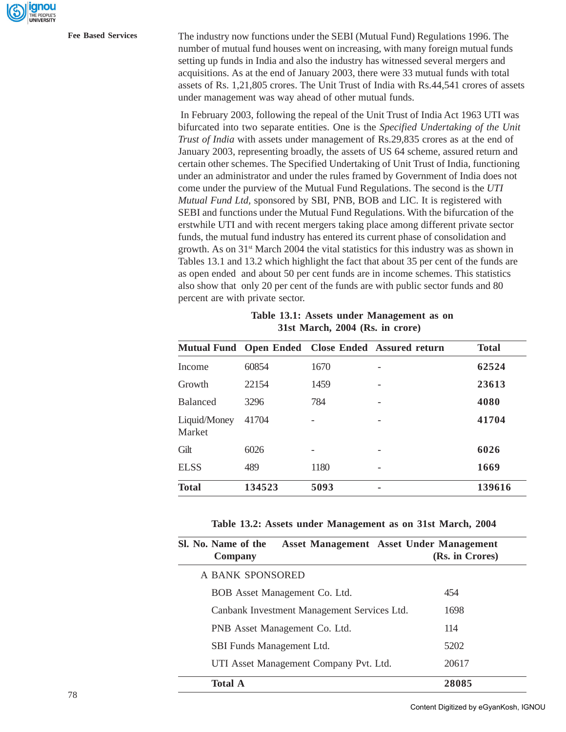The industry now functions under the SEBI (Mutual Fund) Regulations 1996. The number of mutual fund houses went on increasing, with many foreign mutual funds setting up funds in India and also the industry has witnessed several mergers and acquisitions. As at the end of January 2003, there were 33 mutual funds with total assets of Rs. 1,21,805 crores. The Unit Trust of India with Rs.44,541 crores of assets under management was way ahead of other mutual funds.

In February 2003, following the repeal of the Unit Trust of India Act 1963 UTI was bifurcated into two separate entities. One is the *Specified Undertaking of the Unit Trust of India* with assets under management of Rs.29,835 crores as at the end of January 2003, representing broadly, the assets of US 64 scheme, assured return and certain other schemes. The Specified Undertaking of Unit Trust of India, functioning under an administrator and under the rules framed by Government of India does not come under the purview of the Mutual Fund Regulations. The second is the *UTI Mutual Fund Ltd,* sponsored by SBI, PNB, BOB and LIC. It is registered with SEBI and functions under the Mutual Fund Regulations. With the bifurcation of the erstwhile UTI and with recent mergers taking place among different private sector funds, the mutual fund industry has entered its current phase of consolidation and growth. As on 31st March 2004 the vital statistics for this industry was as shown in Tables 13.1 and 13.2 which highlight the fact that about 35 per cent of the funds are as open ended and about 50 per cent funds are in income schemes. This statistics also show that only 20 per cent of the funds are with public sector funds and 80 percent are with private sector.

**Table 13.1: Assets under Management as on 31st March, 2004 (Rs. in crore)**

| Mutual Fund | Open Ended | Close Ended | Assured return | Total |
|---|---|---|---|---|
| Income | 60854 | 1670 | - | **62524** |
| Growth | 22154 | 1459 | - | **23613** |
| Balanced | 3296 | 784 | - | **4080** |
| Liquid/Money Market | 41704 | - | - | **41704** |
| Gilt | 6026 | - | - | **6026** |
| ELSS | 489 | 1180 | - | **1669** |
| **Total** | **134523** | **5093** | **-** | **139616** |

**Table 13.2: Assets under Management as on 31st March, 2004**

| Sl. No. Name of the Company | Asset Management | Asset Under Management (Rs. in Crores) |
|---|---|---|
| A BANK SPONSORED | | |
| BOB Asset Management Co. Ltd. | | 454 |
| Canbank Investment Management Services Ltd. | | 1698 |
| PNB Asset Management Co. Ltd. | | 114 |
| SBI Funds Management Ltd. | | 5202 |
| UTI Asset Management Company Pvt. Ltd. | | 20617 |
| **Total A** | | **28085** |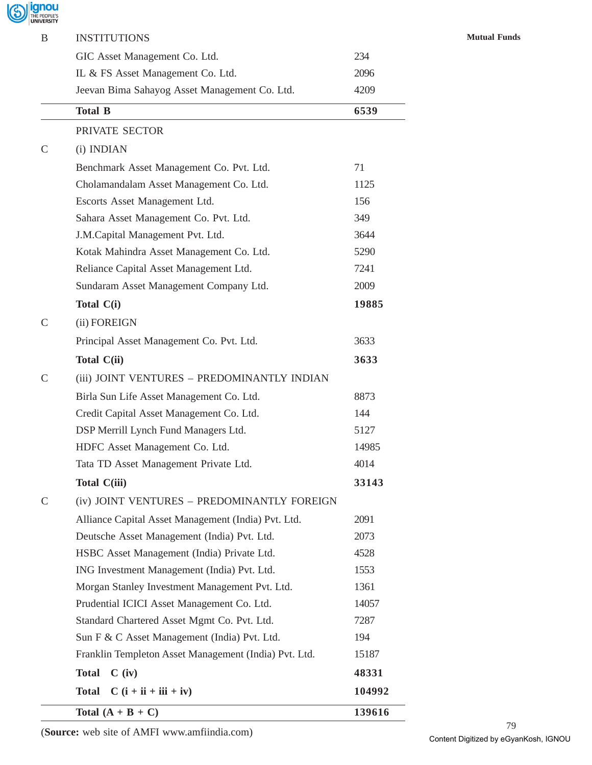| | | |
|---|---|---|
| B | INSTITUTIONS | |
| | GIC Asset Management Co. Ltd. | 234 |
| | IL & FS Asset Management Co. Ltd. | 2096 |
| | Jeevan Bima Sahayog Asset Management Co. Ltd. | 4209 |
| | **Total B** | **6539** |
| | PRIVATE SECTOR | |
| C | (i) INDIAN | |
| | Benchmark Asset Management Co. Pvt. Ltd. | 71 |
| | Cholamandalam Asset Management Co. Ltd. | 1125 |
| | Escorts Asset Management Ltd. | 156 |
| | Sahara Asset Management Co. Pvt. Ltd. | 349 |
| | J.M.Capital Management Pvt. Ltd. | 3644 |
| | Kotak Mahindra Asset Management Co. Ltd. | 5290 |
| | Reliance Capital Asset Management Ltd. | 7241 |
| | Sundaram Asset Management Company Ltd. | 2009 |
| | **Total C(i)** | **19885** |
| C | (ii) FOREIGN | |
| | Principal Asset Management Co. Pvt. Ltd. | 3633 |
| | **Total C(ii)** | **3633** |
| C | (iii) JOINT VENTURES – PREDOMINANTLY INDIAN | |
| | Birla Sun Life Asset Management Co. Ltd. | 8873 |
| | Credit Capital Asset Management Co. Ltd. | 144 |
| | DSP Merrill Lynch Fund Managers Ltd. | 5127 |
| | HDFC Asset Management Co. Ltd. | 14985 |
| | Tata TD Asset Management Private Ltd. | 4014 |
| | **Total C(iii)** | **33143** |
| C | (iv) JOINT VENTURES – PREDOMINANTLY FOREIGN | |
| | Alliance Capital Asset Management (India) Pvt. Ltd. | 2091 |
| | Deutsche Asset Management (India) Pvt. Ltd. | 2073 |
| | HSBC Asset Management (India) Private Ltd. | 4528 |
| | ING Investment Management (India) Pvt. Ltd. | 1553 |
| | Morgan Stanley Investment Management Pvt. Ltd. | 1361 |
| | Prudential ICICI Asset Management Co. Ltd. | 14057 |
| | Standard Chartered Asset Mgmt Co. Pvt. Ltd. | 7287 |
| | Sun F & C Asset Management (India) Pvt. Ltd. | 194 |
| | Franklin Templeton Asset Management (India) Pvt. Ltd. | 15187 |
| | **Total C (iv)** | **48331** |
| | **Total C (i + ii + iii + iv)** | **104992** |
| | **Total (A + B + C)** | **139616** |

(**Source:** web site of AMFI www.amfiindia.com)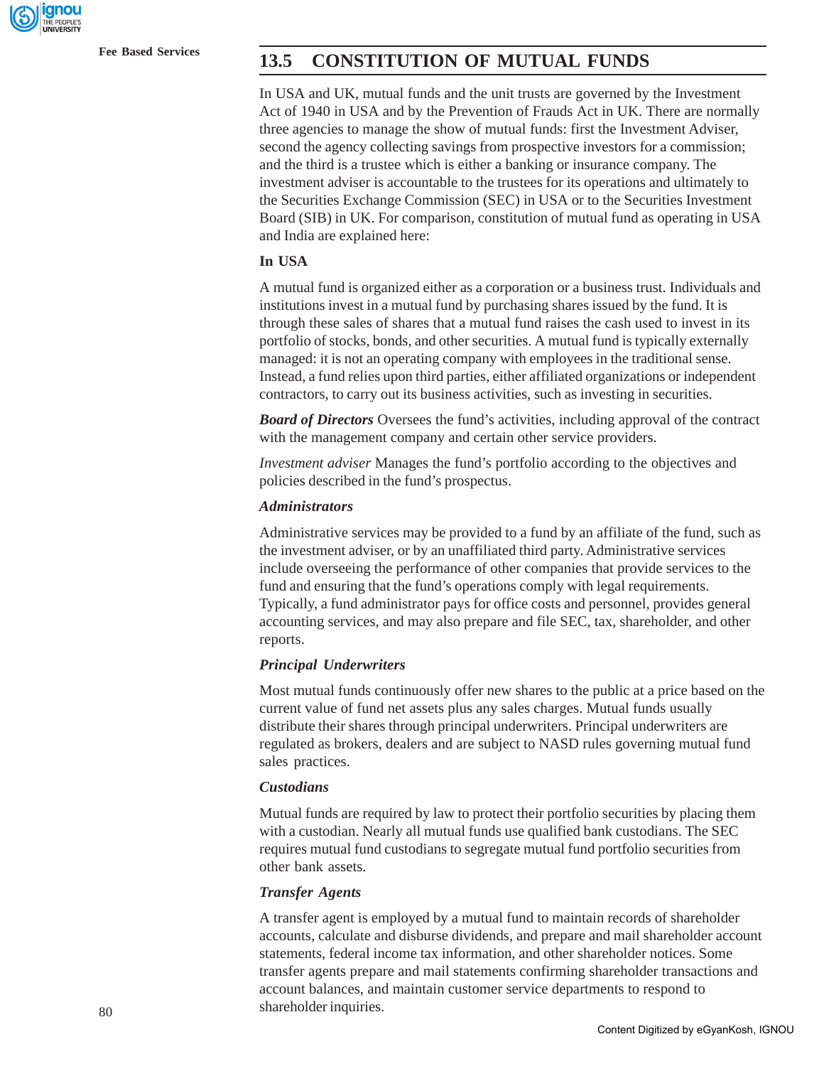## 13.5 CONSTITUTION OF MUTUAL FUNDS

In USA and UK, mutual funds and the unit trusts are governed by the Investment Act of 1940 in USA and by the Prevention of Frauds Act in UK. There are normally three agencies to manage the show of mutual funds: first the Investment Adviser, second the agency collecting savings from prospective investors for a commission; and the third is a trustee which is either a banking or insurance company. The investment adviser is accountable to the trustees for its operations and ultimately to the Securities Exchange Commission (SEC) in USA or to the Securities Investment Board (SIB) in UK. For comparison, constitution of mutual fund as operating in USA and India are explained here:

**In USA**

A mutual fund is organized either as a corporation or a business trust. Individuals and institutions invest in a mutual fund by purchasing shares issued by the fund. It is through these sales of shares that a mutual fund raises the cash used to invest in its portfolio of stocks, bonds, and other securities. A mutual fund is typically externally managed: it is not an operating company with employees in the traditional sense. Instead, a fund relies upon third parties, either affiliated organizations or independent contractors, to carry out its business activities, such as investing in securities.

***Board of Directors*** Oversees the fund's activities, including approval of the contract with the management company and certain other service providers.

*Investment adviser* Manages the fund's portfolio according to the objectives and policies described in the fund's prospectus.

***Administrators***

Administrative services may be provided to a fund by an affiliate of the fund, such as the investment adviser, or by an unaffiliated third party. Administrative services include overseeing the performance of other companies that provide services to the fund and ensuring that the fund's operations comply with legal requirements. Typically, a fund administrator pays for office costs and personnel, provides general accounting services, and may also prepare and file SEC, tax, shareholder, and other reports.

***Principal Underwriters***

Most mutual funds continuously offer new shares to the public at a price based on the current value of fund net assets plus any sales charges. Mutual funds usually distribute their shares through principal underwriters. Principal underwriters are regulated as brokers, dealers and are subject to NASD rules governing mutual fund sales practices.

***Custodians***

Mutual funds are required by law to protect their portfolio securities by placing them with a custodian. Nearly all mutual funds use qualified bank custodians. The SEC requires mutual fund custodians to segregate mutual fund portfolio securities from other bank assets.

***Transfer Agents***

A transfer agent is employed by a mutual fund to maintain records of shareholder accounts, calculate and disburse dividends, and prepare and mail shareholder account statements, federal income tax information, and other shareholder notices. Some transfer agents prepare and mail statements confirming shareholder transactions and account balances, and maintain customer service departments to respond to shareholder inquiries.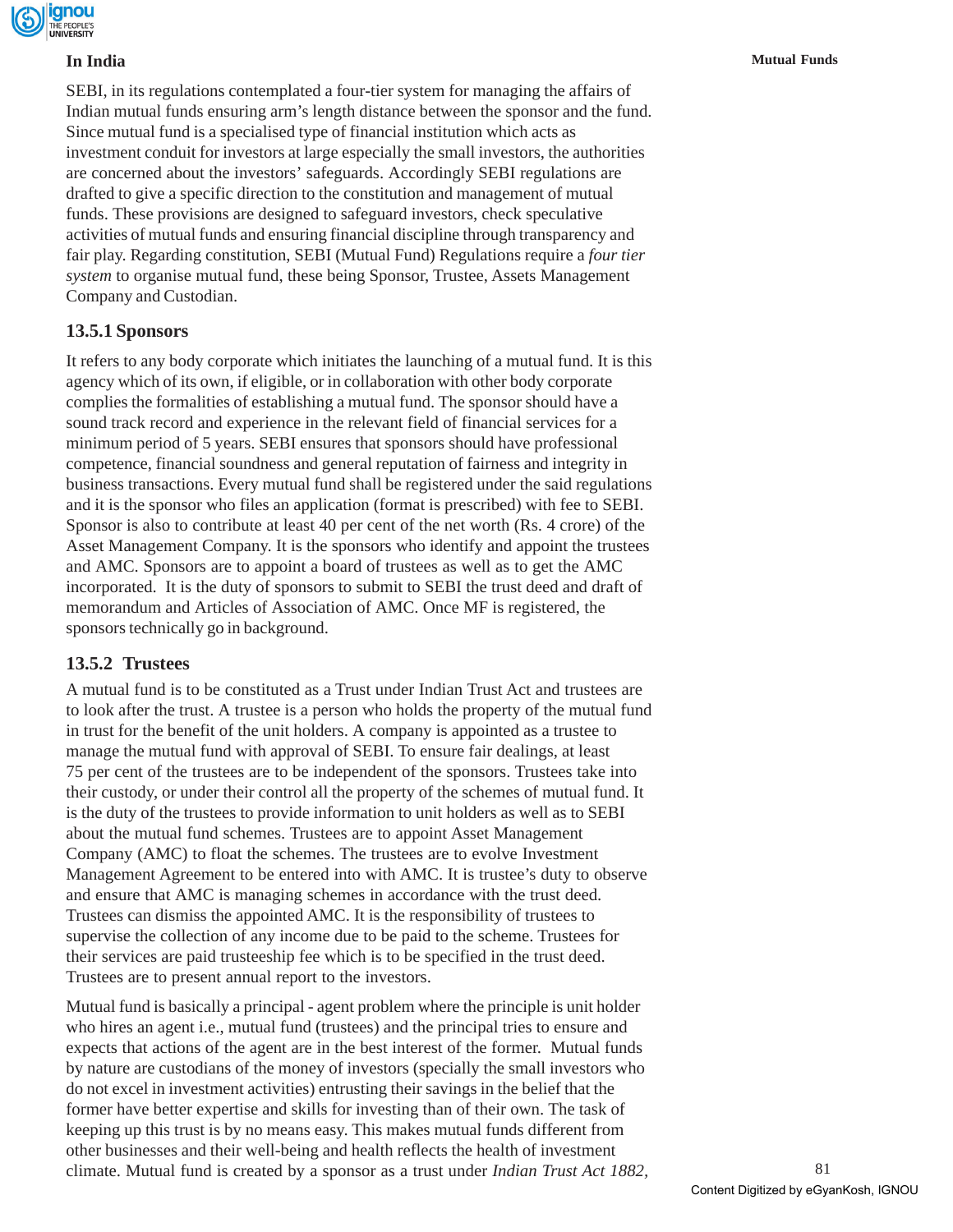### In India

SEBI, in its regulations contemplated a four-tier system for managing the affairs of Indian mutual funds ensuring arm's length distance between the sponsor and the fund. Since mutual fund is a specialised type of financial institution which acts as investment conduit for investors at large especially the small investors, the authorities are concerned about the investors' safeguards. Accordingly SEBI regulations are drafted to give a specific direction to the constitution and management of mutual funds. These provisions are designed to safeguard investors, check speculative activities of mutual funds and ensuring financial discipline through transparency and fair play. Regarding constitution, SEBI (Mutual Fund) Regulations require a *four tier system* to organise mutual fund, these being Sponsor, Trustee, Assets Management Company and Custodian.

### 13.5.1 Sponsors

It refers to any body corporate which initiates the launching of a mutual fund. It is this agency which of its own, if eligible, or in collaboration with other body corporate complies the formalities of establishing a mutual fund. The sponsor should have a sound track record and experience in the relevant field of financial services for a minimum period of 5 years. SEBI ensures that sponsors should have professional competence, financial soundness and general reputation of fairness and integrity in business transactions. Every mutual fund shall be registered under the said regulations and it is the sponsor who files an application (format is prescribed) with fee to SEBI. Sponsor is also to contribute at least 40 per cent of the net worth (Rs. 4 crore) of the Asset Management Company. It is the sponsors who identify and appoint the trustees and AMC. Sponsors are to appoint a board of trustees as well as to get the AMC incorporated. It is the duty of sponsors to submit to SEBI the trust deed and draft of memorandum and Articles of Association of AMC. Once MF is registered, the sponsors technically go in background.

### 13.5.2 Trustees

A mutual fund is to be constituted as a Trust under Indian Trust Act and trustees are to look after the trust. A trustee is a person who holds the property of the mutual fund in trust for the benefit of the unit holders. A company is appointed as a trustee to manage the mutual fund with approval of SEBI. To ensure fair dealings, at least 75 per cent of the trustees are to be independent of the sponsors. Trustees take into their custody, or under their control all the property of the schemes of mutual fund. It is the duty of the trustees to provide information to unit holders as well as to SEBI about the mutual fund schemes. Trustees are to appoint Asset Management Company (AMC) to float the schemes. The trustees are to evolve Investment Management Agreement to be entered into with AMC. It is trustee's duty to observe and ensure that AMC is managing schemes in accordance with the trust deed. Trustees can dismiss the appointed AMC. It is the responsibility of trustees to supervise the collection of any income due to be paid to the scheme. Trustees for their services are paid trusteeship fee which is to be specified in the trust deed. Trustees are to present annual report to the investors.

Mutual fund is basically a principal - agent problem where the principle is unit holder who hires an agent i.e., mutual fund (trustees) and the principal tries to ensure and expects that actions of the agent are in the best interest of the former. Mutual funds by nature are custodians of the money of investors (specially the small investors who do not excel in investment activities) entrusting their savings in the belief that the former have better expertise and skills for investing than of their own. The task of keeping up this trust is by no means easy. This makes mutual funds different from other businesses and their well-being and health reflects the health of investment climate. Mutual fund is created by a sponsor as a trust under *Indian Trust Act 1882,*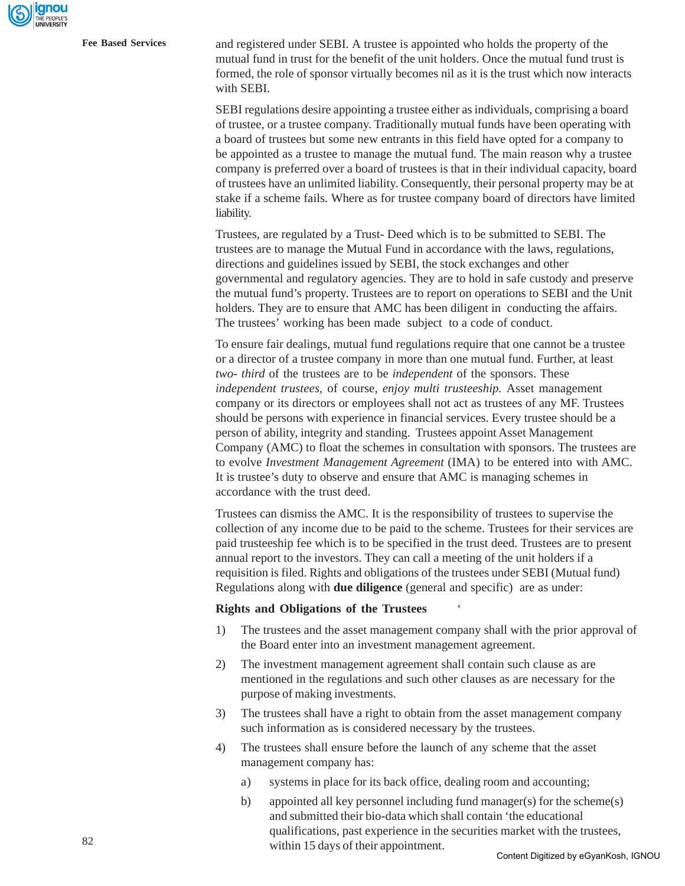and registered under SEBI. A trustee is appointed who holds the property of the mutual fund in trust for the benefit of the unit holders. Once the mutual fund trust is formed, the role of sponsor virtually becomes nil as it is the trust which now interacts with SEBI.

SEBI regulations desire appointing a trustee either as individuals, comprising a board of trustee, or a trustee company. Traditionally mutual funds have been operating with a board of trustees but some new entrants in this field have opted for a company to be appointed as a trustee to manage the mutual fund. The main reason why a trustee company is preferred over a board of trustees is that in their individual capacity, board of trustees have an unlimited liability. Consequently, their personal property may be at stake if a scheme fails. Where as for trustee company board of directors have limited liability.

Trustees, are regulated by a Trust- Deed which is to be submitted to SEBI. The trustees are to manage the Mutual Fund in accordance with the laws, regulations, directions and guidelines issued by SEBI, the stock exchanges and other governmental and regulatory agencies. They are to hold in safe custody and preserve the mutual fund's property. Trustees are to report on operations to SEBI and the Unit holders. They are to ensure that AMC has been diligent in conducting the affairs. The trustees' working has been made subject to a code of conduct.

To ensure fair dealings, mutual fund regulations require that one cannot be a trustee or a director of a trustee company in more than one mutual fund. Further, at least *two- third* of the trustees are to be *independent* of the sponsors. These *independent trustees,* of course, *enjoy multi trusteeship.* Asset management company or its directors or employees shall not act as trustees of any MF. Trustees should be persons with experience in financial services. Every trustee should be a person of ability, integrity and standing. Trustees appoint Asset Management Company (AMC) to float the schemes in consultation with sponsors. The trustees are to evolve *Investment Management Agreement* (IMA) to be entered into with AMC. It is trustee's duty to observe and ensure that AMC is managing schemes in accordance with the trust deed.

Trustees can dismiss the AMC. It is the responsibility of trustees to supervise the collection of any income due to be paid to the scheme. Trustees for their services are paid trusteeship fee which is to be specified in the trust deed. Trustees are to present annual report to the investors. They can call a meeting of the unit holders if a requisition is filed. Rights and obligations of the trustees under SEBI (Mutual fund) Regulations along with **due diligence** (general and specific) are as under:

**Rights and Obligations of the Trustees**

1) The trustees and the asset management company shall with the prior approval of the Board enter into an investment management agreement.
2) The investment management agreement shall contain such clause as are mentioned in the regulations and such other clauses as are necessary for the purpose of making investments.
3) The trustees shall have a right to obtain from the asset management company such information as is considered necessary by the trustees.
4) The trustees shall ensure before the launch of any scheme that the asset management company has:
   a) systems in place for its back office, dealing room and accounting;
   b) appointed all key personnel including fund manager(s) for the scheme(s) and submitted their bio-data which shall contain 'the educational qualifications, past experience in the securities market with the trustees, within 15 days of their appointment.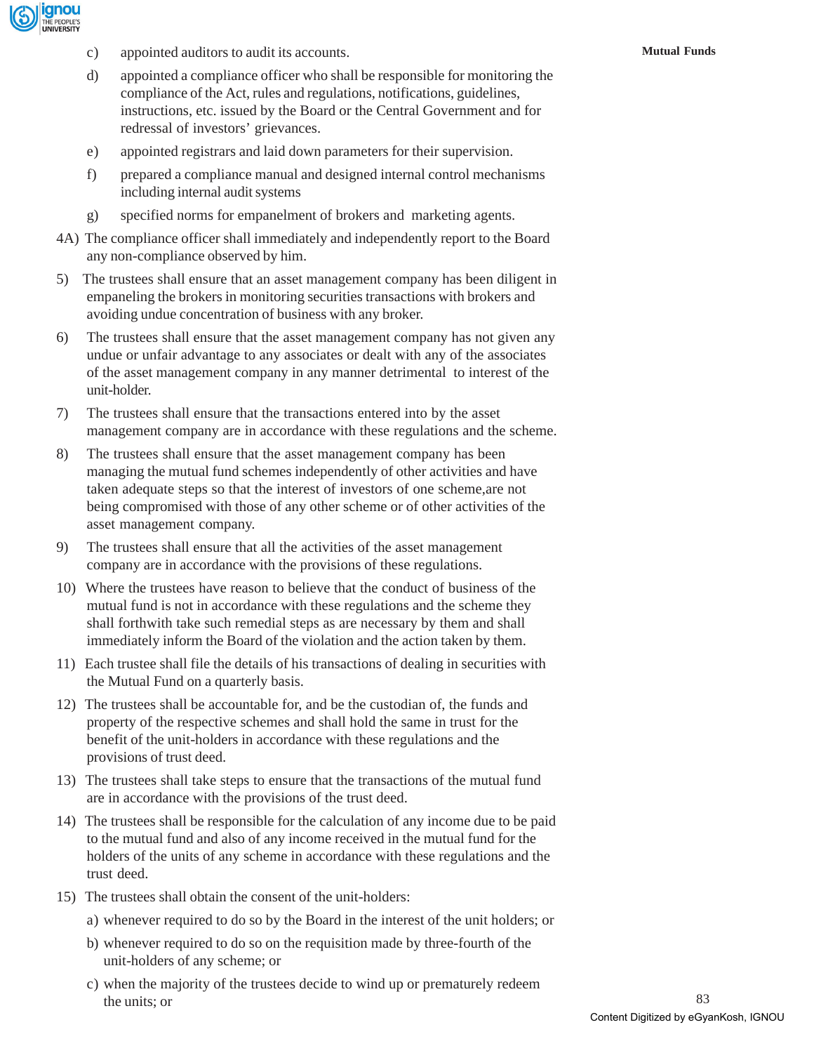c) appointed auditors to audit its accounts.

d) appointed a compliance officer who shall be responsible for monitoring the compliance of the Act, rules and regulations, notifications, guidelines, instructions, etc. issued by the Board or the Central Government and for redressal of investors' grievances.

e) appointed registrars and laid down parameters for their supervision.

f) prepared a compliance manual and designed internal control mechanisms including internal audit systems

g) specified norms for empanelment of brokers and marketing agents.

4A) The compliance officer shall immediately and independently report to the Board any non-compliance observed by him.

5) The trustees shall ensure that an asset management company has been diligent in empaneling the brokers in monitoring securities transactions with brokers and avoiding undue concentration of business with any broker.

6) The trustees shall ensure that the asset management company has not given any undue or unfair advantage to any associates or dealt with any of the associates of the asset management company in any manner detrimental to interest of the unit-holder.

7) The trustees shall ensure that the transactions entered into by the asset management company are in accordance with these regulations and the scheme.

8) The trustees shall ensure that the asset management company has been managing the mutual fund schemes independently of other activities and have taken adequate steps so that the interest of investors of one scheme,are not being compromised with those of any other scheme or of other activities of the asset management company.

9) The trustees shall ensure that all the activities of the asset management company are in accordance with the provisions of these regulations.

10) Where the trustees have reason to believe that the conduct of business of the mutual fund is not in accordance with these regulations and the scheme they shall forthwith take such remedial steps as are necessary by them and shall immediately inform the Board of the violation and the action taken by them.

11) Each trustee shall file the details of his transactions of dealing in securities with the Mutual Fund on a quarterly basis.

12) The trustees shall be accountable for, and be the custodian of, the funds and property of the respective schemes and shall hold the same in trust for the benefit of the unit-holders in accordance with these regulations and the provisions of trust deed.

13) The trustees shall take steps to ensure that the transactions of the mutual fund are in accordance with the provisions of the trust deed.

14) The trustees shall be responsible for the calculation of any income due to be paid to the mutual fund and also of any income received in the mutual fund for the holders of the units of any scheme in accordance with these regulations and the trust deed.

15) The trustees shall obtain the consent of the unit-holders:

a) whenever required to do so by the Board in the interest of the unit holders; or

b) whenever required to do so on the requisition made by three-fourth of the unit-holders of any scheme; or

c) when the majority of the trustees decide to wind up or prematurely redeem the units; or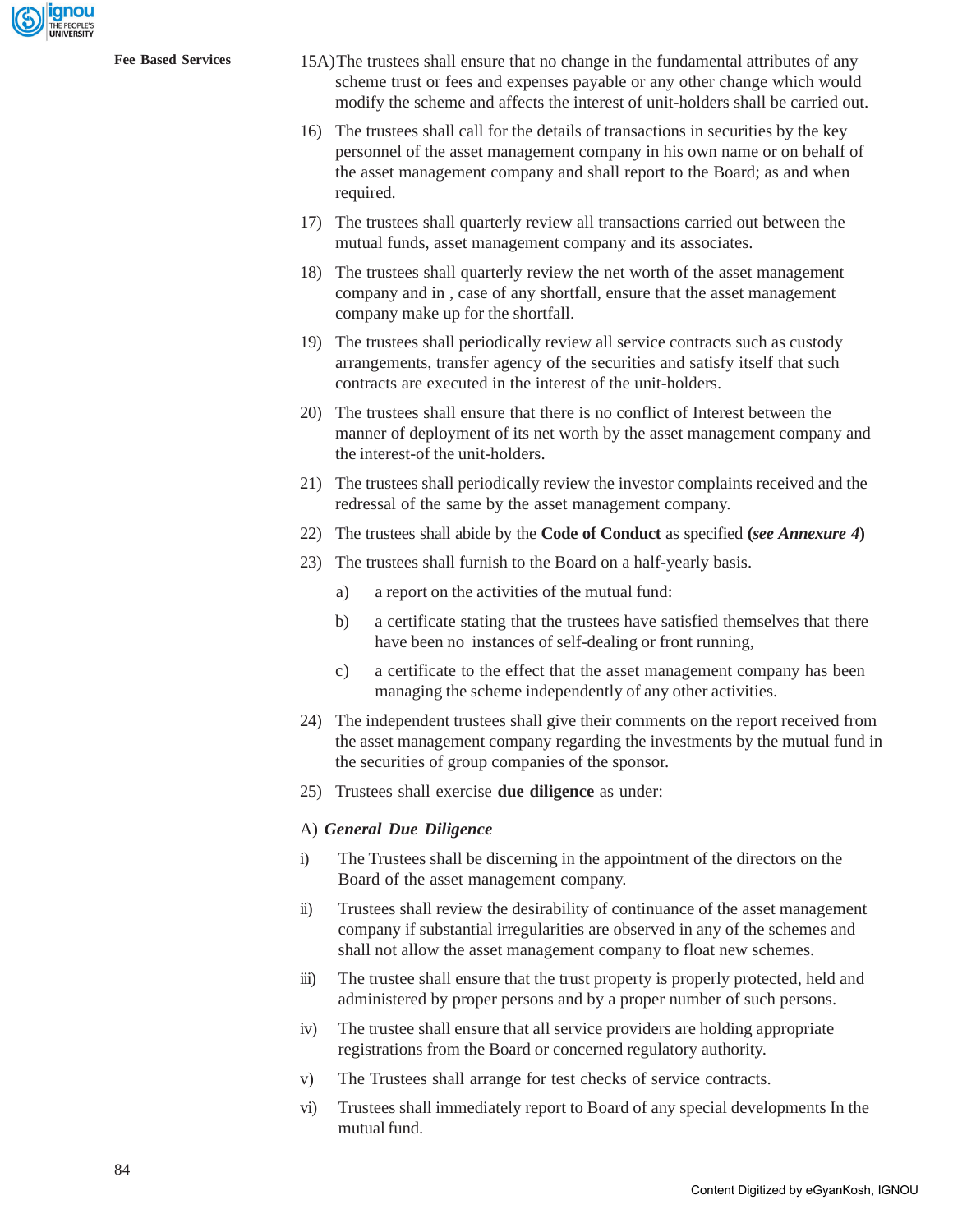15A) The trustees shall ensure that no change in the fundamental attributes of any scheme trust or fees and expenses payable or any other change which would modify the scheme and affects the interest of unit-holders shall be carried out.

16) The trustees shall call for the details of transactions in securities by the key personnel of the asset management company in his own name or on behalf of the asset management company and shall report to the Board; as and when required.

17) The trustees shall quarterly review all transactions carried out between the mutual funds, asset management company and its associates.

18) The trustees shall quarterly review the net worth of the asset management company and in , case of any shortfall, ensure that the asset management company make up for the shortfall.

19) The trustees shall periodically review all service contracts such as custody arrangements, transfer agency of the securities and satisfy itself that such contracts are executed in the interest of the unit-holders.

20) The trustees shall ensure that there is no conflict of Interest between the manner of deployment of its net worth by the asset management company and the interest-of the unit-holders.

21) The trustees shall periodically review the investor complaints received and the redressal of the same by the asset management company.

22) The trustees shall abide by the **Code of Conduct** as specified **(*see Annexure 4*)**

23) The trustees shall furnish to the Board on a half-yearly basis.

    a) a report on the activities of the mutual fund:

    b) a certificate stating that the trustees have satisfied themselves that there have been no instances of self-dealing or front running,

    c) a certificate to the effect that the asset management company has been managing the scheme independently of any other activities.

24) The independent trustees shall give their comments on the report received from the asset management company regarding the investments by the mutual fund in the securities of group companies of the sponsor.

25) Trustees shall exercise **due diligence** as under:

A) ***General Due Diligence***

i) The Trustees shall be discerning in the appointment of the directors on the Board of the asset management company.

ii) Trustees shall review the desirability of continuance of the asset management company if substantial irregularities are observed in any of the schemes and shall not allow the asset management company to float new schemes.

iii) The trustee shall ensure that the trust property is properly protected, held and administered by proper persons and by a proper number of such persons.

iv) The trustee shall ensure that all service providers are holding appropriate registrations from the Board or concerned regulatory authority.

v) The Trustees shall arrange for test checks of service contracts.

vi) Trustees shall immediately report to Board of any special developments In the mutual fund.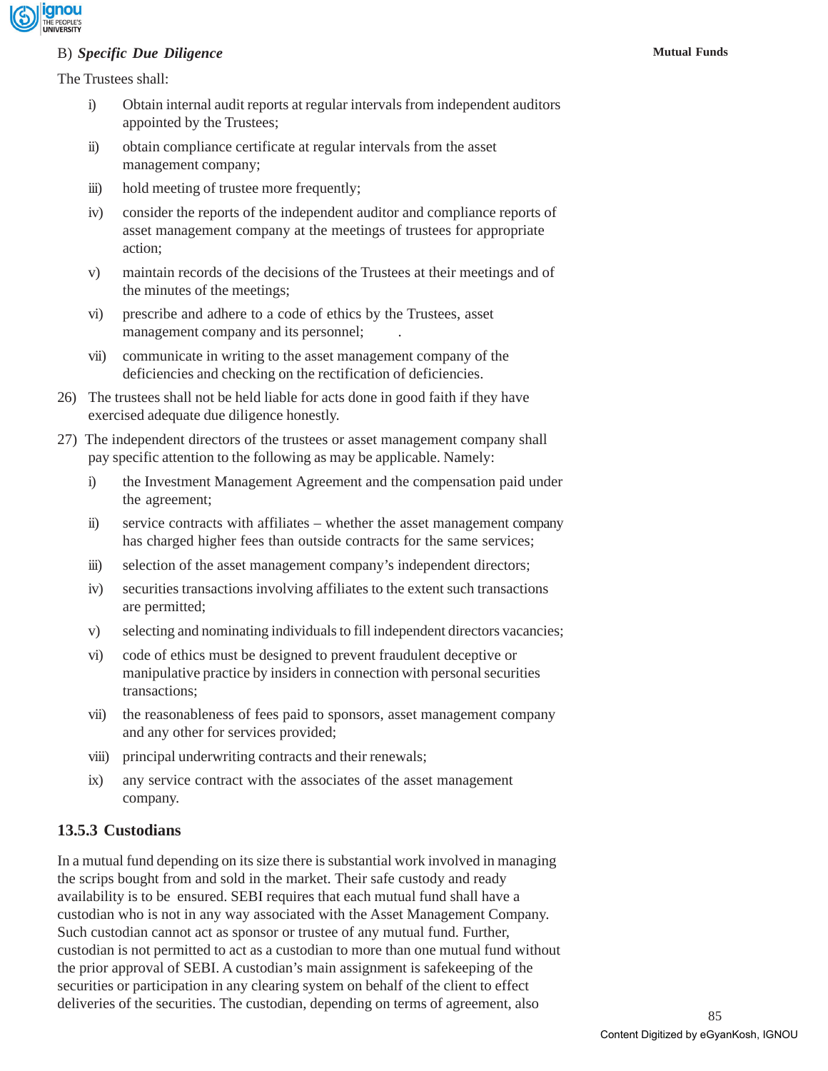B) ***Specific Due Diligence***

The Trustees shall:

i) Obtain internal audit reports at regular intervals from independent auditors appointed by the Trustees;

ii) obtain compliance certificate at regular intervals from the asset management company;

iii) hold meeting of trustee more frequently;

iv) consider the reports of the independent auditor and compliance reports of asset management company at the meetings of trustees for appropriate action;

v) maintain records of the decisions of the Trustees at their meetings and of the minutes of the meetings;

vi) prescribe and adhere to a code of ethics by the Trustees, asset management company and its personnel;

vii) communicate in writing to the asset management company of the deficiencies and checking on the rectification of deficiencies.

26) The trustees shall not be held liable for acts done in good faith if they have exercised adequate due diligence honestly.

27) The independent directors of the trustees or asset management company shall pay specific attention to the following as may be applicable. Namely:

i) the Investment Management Agreement and the compensation paid under the agreement;

ii) service contracts with affiliates – whether the asset management company has charged higher fees than outside contracts for the same services;

iii) selection of the asset management company's independent directors;

iv) securities transactions involving affiliates to the extent such transactions are permitted;

v) selecting and nominating individuals to fill independent directors vacancies;

vi) code of ethics must be designed to prevent fraudulent deceptive or manipulative practice by insiders in connection with personal securities transactions;

vii) the reasonableness of fees paid to sponsors, asset management company and any other for services provided;

viii) principal underwriting contracts and their renewals;

ix) any service contract with the associates of the asset management company.

### 13.5.3 Custodians

In a mutual fund depending on its size there is substantial work involved in managing the scrips bought from and sold in the market. Their safe custody and ready availability is to be ensured. SEBI requires that each mutual fund shall have a custodian who is not in any way associated with the Asset Management Company. Such custodian cannot act as sponsor or trustee of any mutual fund. Further, custodian is not permitted to act as a custodian to more than one mutual fund without the prior approval of SEBI. A custodian's main assignment is safekeeping of the securities or participation in any clearing system on behalf of the client to effect deliveries of the securities. The custodian, depending on terms of agreement, also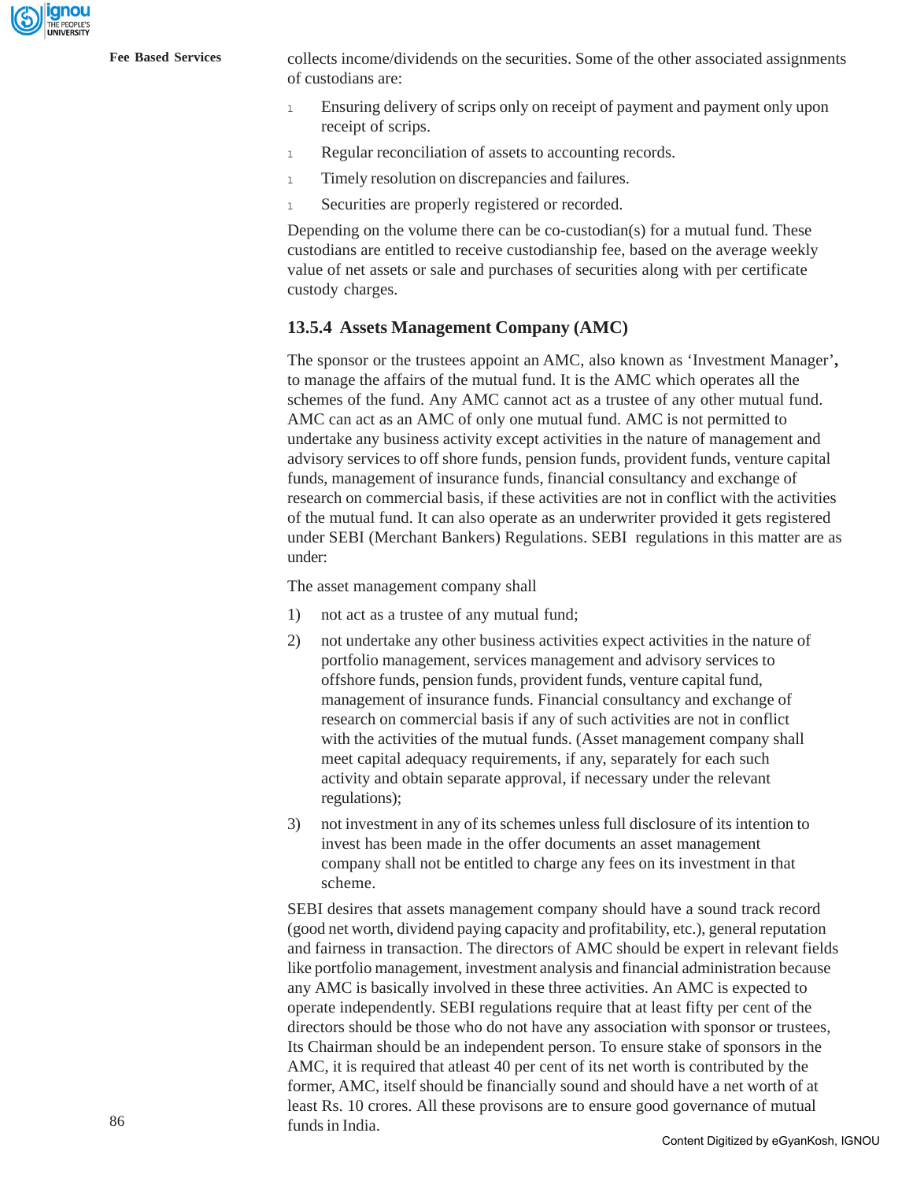collects income/dividends on the securities. Some of the other associated assignments of custodians are:

- Ensuring delivery of scrips only on receipt of payment and payment only upon receipt of scrips.
- Regular reconciliation of assets to accounting records.
- Timely resolution on discrepancies and failures.
- Securities are properly registered or recorded.

Depending on the volume there can be co-custodian(s) for a mutual fund. These custodians are entitled to receive custodianship fee, based on the average weekly value of net assets or sale and purchases of securities along with per certificate custody charges.

### 13.5.4 Assets Management Company (AMC)

The sponsor or the trustees appoint an AMC, also known as 'Investment Manager', to manage the affairs of the mutual fund. It is the AMC which operates all the schemes of the fund. Any AMC cannot act as a trustee of any other mutual fund. AMC can act as an AMC of only one mutual fund. AMC is not permitted to undertake any business activity except activities in the nature of management and advisory services to off shore funds, pension funds, provident funds, venture capital funds, management of insurance funds, financial consultancy and exchange of research on commercial basis, if these activities are not in conflict with the activities of the mutual fund. It can also operate as an underwriter provided it gets registered under SEBI (Merchant Bankers) Regulations. SEBI regulations in this matter are as under:

The asset management company shall

1) not act as a trustee of any mutual fund;
2) not undertake any other business activities expect activities in the nature of portfolio management, services management and advisory services to offshore funds, pension funds, provident funds, venture capital fund, management of insurance funds. Financial consultancy and exchange of research on commercial basis if any of such activities are not in conflict with the activities of the mutual funds. (Asset management company shall meet capital adequacy requirements, if any, separately for each such activity and obtain separate approval, if necessary under the relevant regulations);
3) not investment in any of its schemes unless full disclosure of its intention to invest has been made in the offer documents an asset management company shall not be entitled to charge any fees on its investment in that scheme.

SEBI desires that assets management company should have a sound track record (good net worth, dividend paying capacity and profitability, etc.), general reputation and fairness in transaction. The directors of AMC should be expert in relevant fields like portfolio management, investment analysis and financial administration because any AMC is basically involved in these three activities. An AMC is expected to operate independently. SEBI regulations require that at least fifty per cent of the directors should be those who do not have any association with sponsor or trustees, Its Chairman should be an independent person. To ensure stake of sponsors in the AMC, it is required that atleast 40 per cent of its net worth is contributed by the former, AMC, itself should be financially sound and should have a net worth of at least Rs. 10 crores. All these provisons are to ensure good governance of mutual funds in India.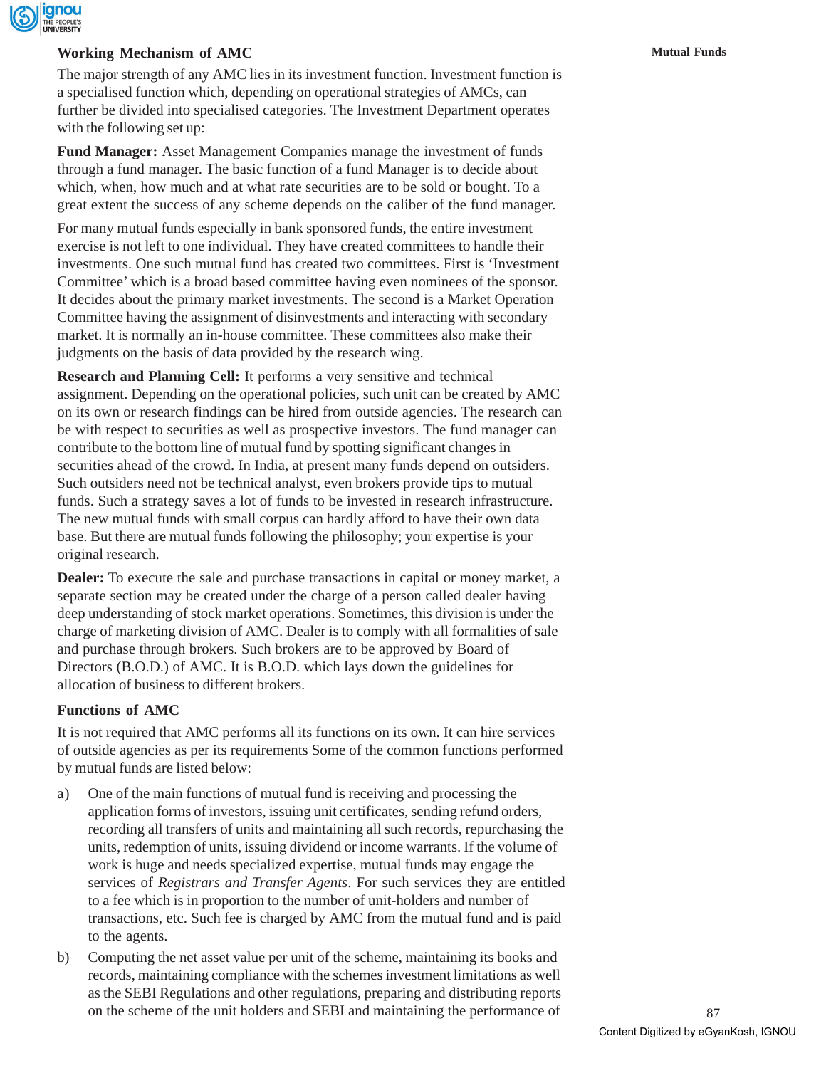### Working Mechanism of AMC

The major strength of any AMC lies in its investment function. Investment function is a specialised function which, depending on operational strategies of AMCs, can further be divided into specialised categories. The Investment Department operates with the following set up:

**Fund Manager:** Asset Management Companies manage the investment of funds through a fund manager. The basic function of a fund Manager is to decide about which, when, how much and at what rate securities are to be sold or bought. To a great extent the success of any scheme depends on the caliber of the fund manager.

For many mutual funds especially in bank sponsored funds, the entire investment exercise is not left to one individual. They have created committees to handle their investments. One such mutual fund has created two committees. First is 'Investment Committee' which is a broad based committee having even nominees of the sponsor. It decides about the primary market investments. The second is a Market Operation Committee having the assignment of disinvestments and interacting with secondary market. It is normally an in-house committee. These committees also make their judgments on the basis of data provided by the research wing.

**Research and Planning Cell:** It performs a very sensitive and technical assignment. Depending on the operational policies, such unit can be created by AMC on its own or research findings can be hired from outside agencies. The research can be with respect to securities as well as prospective investors. The fund manager can contribute to the bottom line of mutual fund by spotting significant changes in securities ahead of the crowd. In India, at present many funds depend on outsiders. Such outsiders need not be technical analyst, even brokers provide tips to mutual funds. Such a strategy saves a lot of funds to be invested in research infrastructure. The new mutual funds with small corpus can hardly afford to have their own data base. But there are mutual funds following the philosophy; your expertise is your original research.

**Dealer:** To execute the sale and purchase transactions in capital or money market, a separate section may be created under the charge of a person called dealer having deep understanding of stock market operations. Sometimes, this division is under the charge of marketing division of AMC. Dealer is to comply with all formalities of sale and purchase through brokers. Such brokers are to be approved by Board of Directors (B.O.D.) of AMC. It is B.O.D. which lays down the guidelines for allocation of business to different brokers.

### Functions of AMC

It is not required that AMC performs all its functions on its own. It can hire services of outside agencies as per its requirements Some of the common functions performed by mutual funds are listed below:

a) One of the main functions of mutual fund is receiving and processing the application forms of investors, issuing unit certificates, sending refund orders, recording all transfers of units and maintaining all such records, repurchasing the units, redemption of units, issuing dividend or income warrants. If the volume of work is huge and needs specialized expertise, mutual funds may engage the services of *Registrars and Transfer Agents*. For such services they are entitled to a fee which is in proportion to the number of unit-holders and number of transactions, etc. Such fee is charged by AMC from the mutual fund and is paid to the agents.

b) Computing the net asset value per unit of the scheme, maintaining its books and records, maintaining compliance with the schemes investment limitations as well as the SEBI Regulations and other regulations, preparing and distributing reports on the scheme of the unit holders and SEBI and maintaining the performance of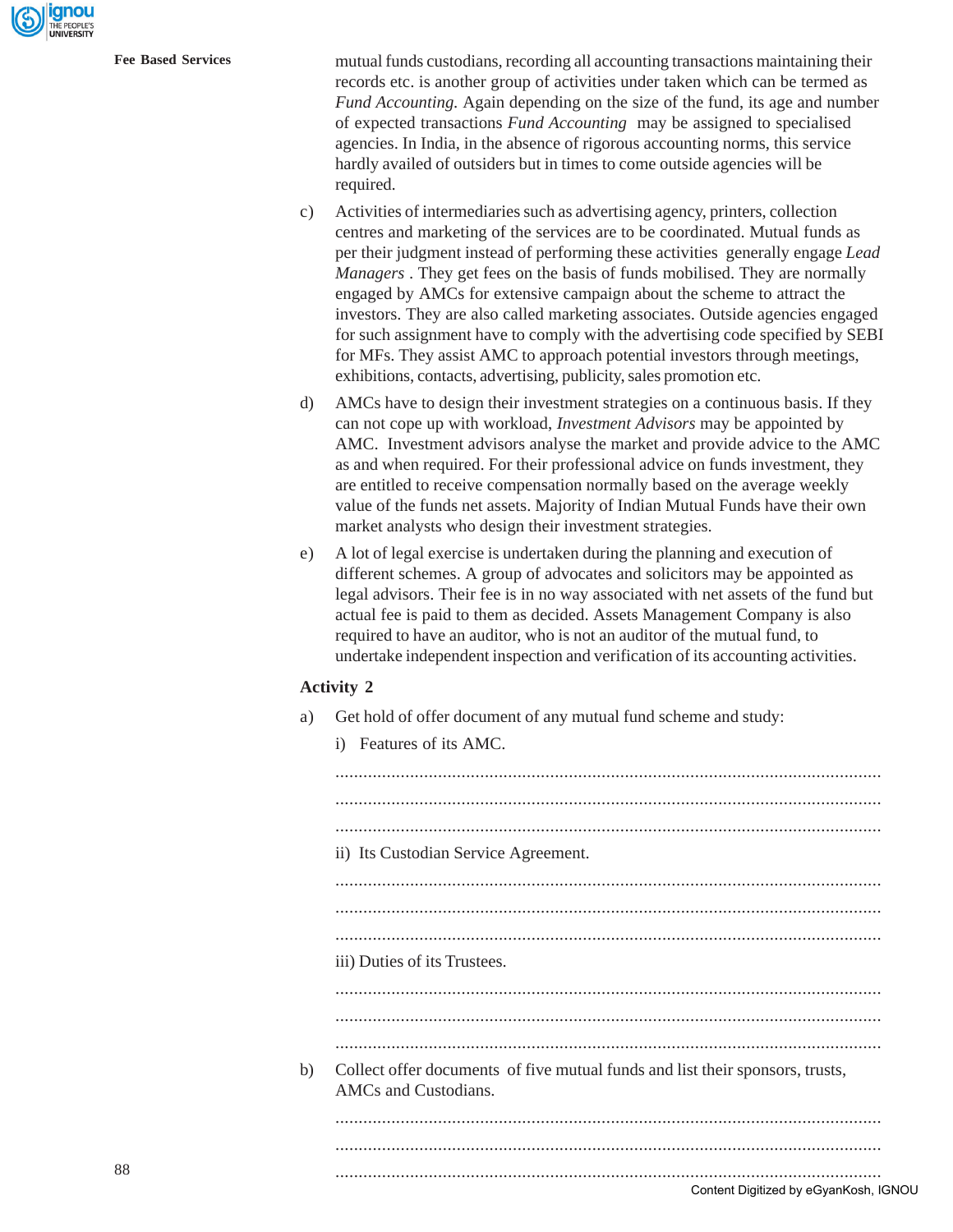mutual funds custodians, recording all accounting transactions maintaining their records etc. is another group of activities under taken which can be termed as *Fund Accounting.* Again depending on the size of the fund, its age and number of expected transactions *Fund Accounting* may be assigned to specialised agencies. In India, in the absence of rigorous accounting norms, this service hardly availed of outsiders but in times to come outside agencies will be required.

c) Activities of intermediaries such as advertising agency, printers, collection centres and marketing of the services are to be coordinated. Mutual funds as per their judgment instead of performing these activities generally engage *Lead Managers* . They get fees on the basis of funds mobilised. They are normally engaged by AMCs for extensive campaign about the scheme to attract the investors. They are also called marketing associates. Outside agencies engaged for such assignment have to comply with the advertising code specified by SEBI for MFs. They assist AMC to approach potential investors through meetings, exhibitions, contacts, advertising, publicity, sales promotion etc.

d) AMCs have to design their investment strategies on a continuous basis. If they can not cope up with workload, *Investment Advisors* may be appointed by AMC. Investment advisors analyse the market and provide advice to the AMC as and when required. For their professional advice on funds investment, they are entitled to receive compensation normally based on the average weekly value of the funds net assets. Majority of Indian Mutual Funds have their own market analysts who design their investment strategies.

e) A lot of legal exercise is undertaken during the planning and execution of different schemes. A group of advocates and solicitors may be appointed as legal advisors. Their fee is in no way associated with net assets of the fund but actual fee is paid to them as decided. Assets Management Company is also required to have an auditor, who is not an auditor of the mutual fund, to undertake independent inspection and verification of its accounting activities.

**Activity 2**

a) Get hold of offer document of any mutual fund scheme and study:

i) Features of its AMC.

..........................................................................................................

..........................................................................................................

..........................................................................................................

ii) Its Custodian Service Agreement.

..........................................................................................................

..........................................................................................................

..........................................................................................................

iii) Duties of its Trustees.

..........................................................................................................

..........................................................................................................

..........................................................................................................

b) Collect offer documents of five mutual funds and list their sponsors, trusts, AMCs and Custodians.

..........................................................................................................

..........................................................................................................

..........................................................................................................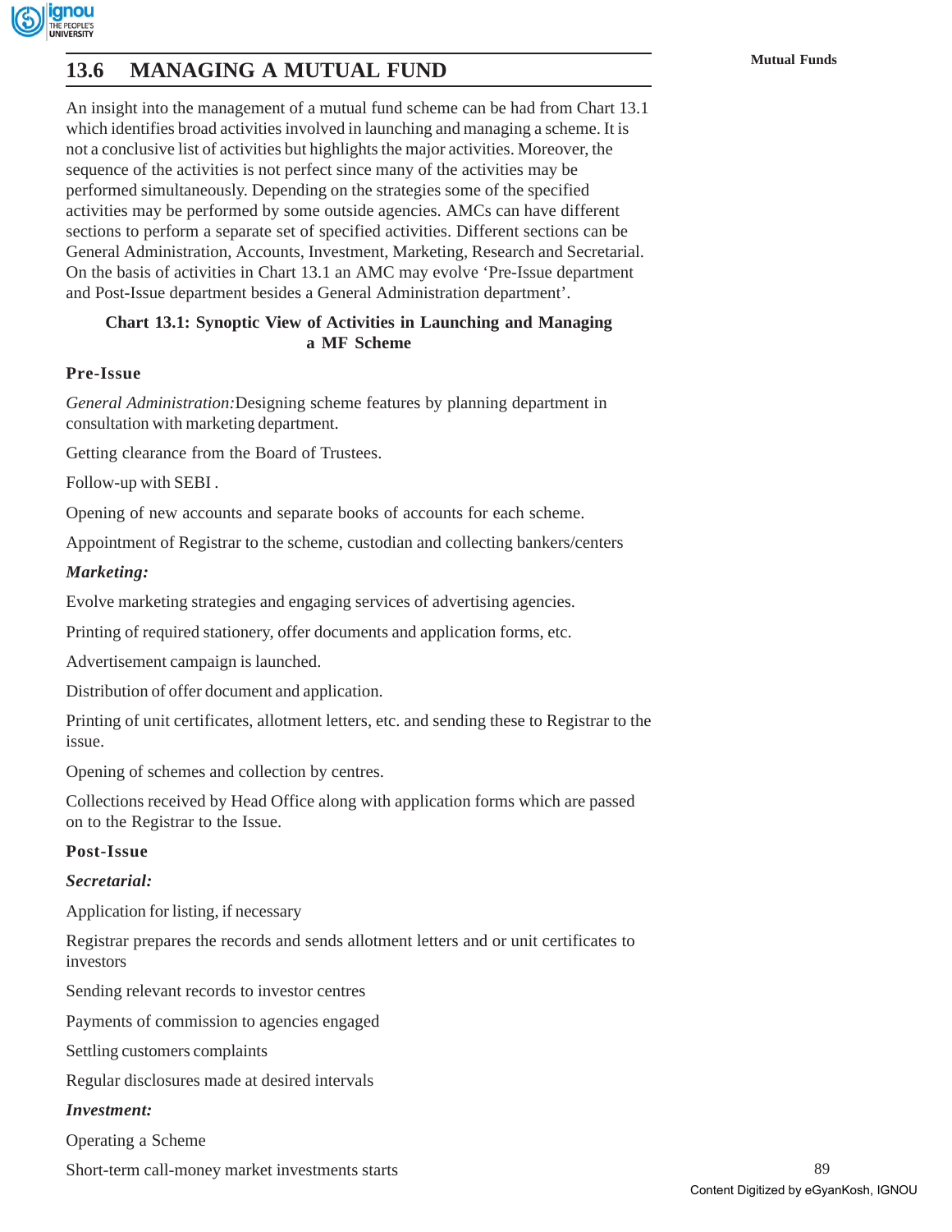## 13.6 MANAGING A MUTUAL FUND

An insight into the management of a mutual fund scheme can be had from Chart 13.1 which identifies broad activities involved in launching and managing a scheme. It is not a conclusive list of activities but highlights the major activities. Moreover, the sequence of the activities is not perfect since many of the activities may be performed simultaneously. Depending on the strategies some of the specified activities may be performed by some outside agencies. AMCs can have different sections to perform a separate set of specified activities. Different sections can be General Administration, Accounts, Investment, Marketing, Research and Secretarial. On the basis of activities in Chart 13.1 an AMC may evolve 'Pre-Issue department and Post-Issue department besides a General Administration department'.

**Chart 13.1: Synoptic View of Activities in Launching and Managing a MF Scheme**

**Pre-Issue**

*General Administration:*Designing scheme features by planning department in consultation with marketing department.

Getting clearance from the Board of Trustees.

Follow-up with SEBI .

Opening of new accounts and separate books of accounts for each scheme.

Appointment of Registrar to the scheme, custodian and collecting bankers/centers

***Marketing:***

Evolve marketing strategies and engaging services of advertising agencies.

Printing of required stationery, offer documents and application forms, etc.

Advertisement campaign is launched.

Distribution of offer document and application.

Printing of unit certificates, allotment letters, etc. and sending these to Registrar to the issue.

Opening of schemes and collection by centres.

Collections received by Head Office along with application forms which are passed on to the Registrar to the Issue.

**Post-Issue**

***Secretarial:***

Application for listing, if necessary

Registrar prepares the records and sends allotment letters and or unit certificates to investors

Sending relevant records to investor centres

Payments of commission to agencies engaged

Settling customers complaints

Regular disclosures made at desired intervals

***Investment:***

Operating a Scheme

Short-term call-money market investments starts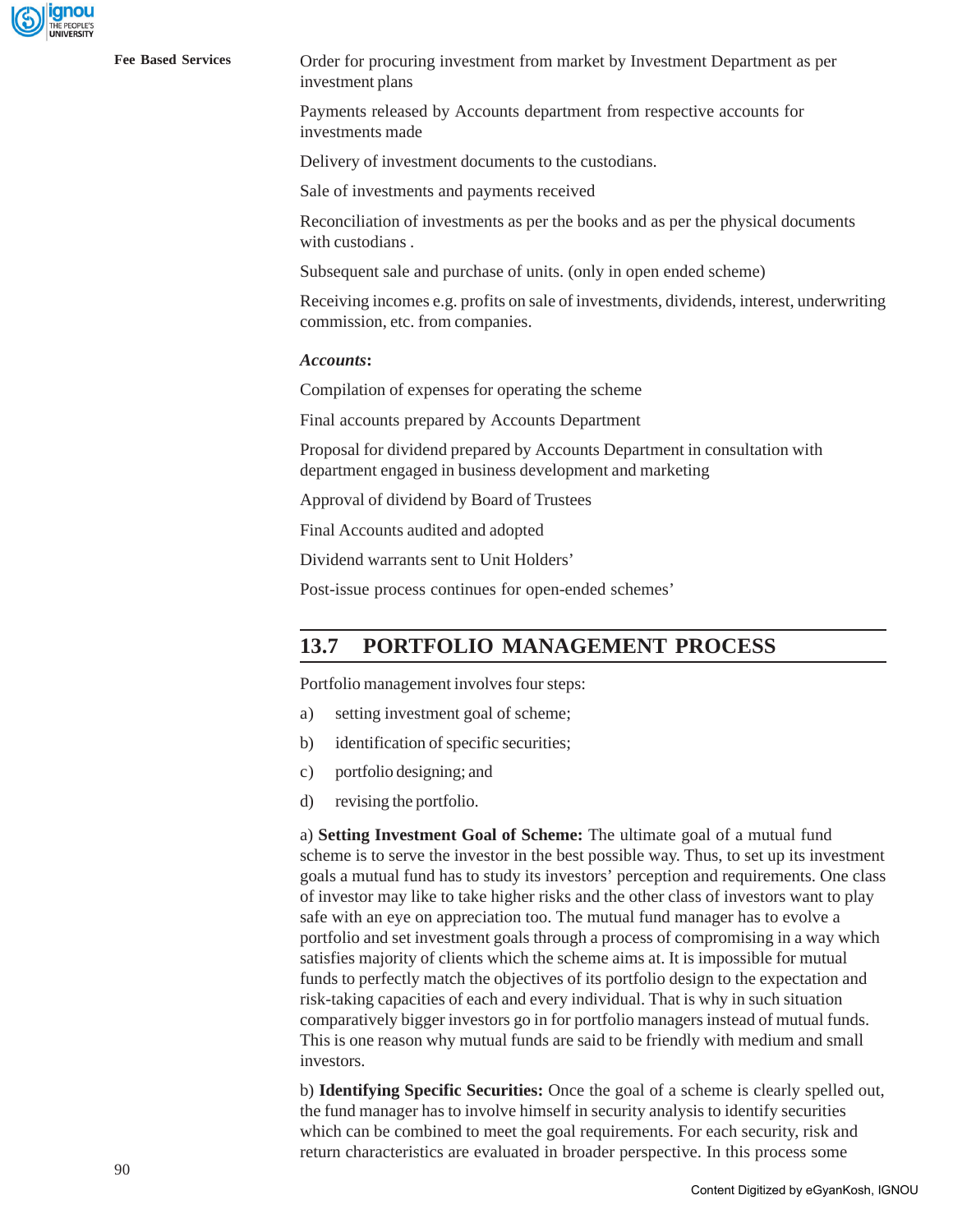Order for procuring investment from market by Investment Department as per investment plans

Payments released by Accounts department from respective accounts for investments made

Delivery of investment documents to the custodians.

Sale of investments and payments received

Reconciliation of investments as per the books and as per the physical documents with custodians .

Subsequent sale and purchase of units. (only in open ended scheme)

Receiving incomes e.g. profits on sale of investments, dividends, interest, underwriting commission, etc. from companies.

***Accounts*:**

Compilation of expenses for operating the scheme

Final accounts prepared by Accounts Department

Proposal for dividend prepared by Accounts Department in consultation with department engaged in business development and marketing

Approval of dividend by Board of Trustees

Final Accounts audited and adopted

Dividend warrants sent to Unit Holders'

Post-issue process continues for open-ended schemes'

## 13.7 PORTFOLIO MANAGEMENT PROCESS

Portfolio management involves four steps:

a) setting investment goal of scheme;

b) identification of specific securities;

c) portfolio designing; and

d) revising the portfolio.

a) **Setting Investment Goal of Scheme:** The ultimate goal of a mutual fund scheme is to serve the investor in the best possible way. Thus, to set up its investment goals a mutual fund has to study its investors' perception and requirements. One class of investor may like to take higher risks and the other class of investors want to play safe with an eye on appreciation too. The mutual fund manager has to evolve a portfolio and set investment goals through a process of compromising in a way which satisfies majority of clients which the scheme aims at. It is impossible for mutual funds to perfectly match the objectives of its portfolio design to the expectation and risk-taking capacities of each and every individual. That is why in such situation comparatively bigger investors go in for portfolio managers instead of mutual funds. This is one reason why mutual funds are said to be friendly with medium and small investors.

b) **Identifying Specific Securities:** Once the goal of a scheme is clearly spelled out, the fund manager has to involve himself in security analysis to identify securities which can be combined to meet the goal requirements. For each security, risk and return characteristics are evaluated in broader perspective. In this process some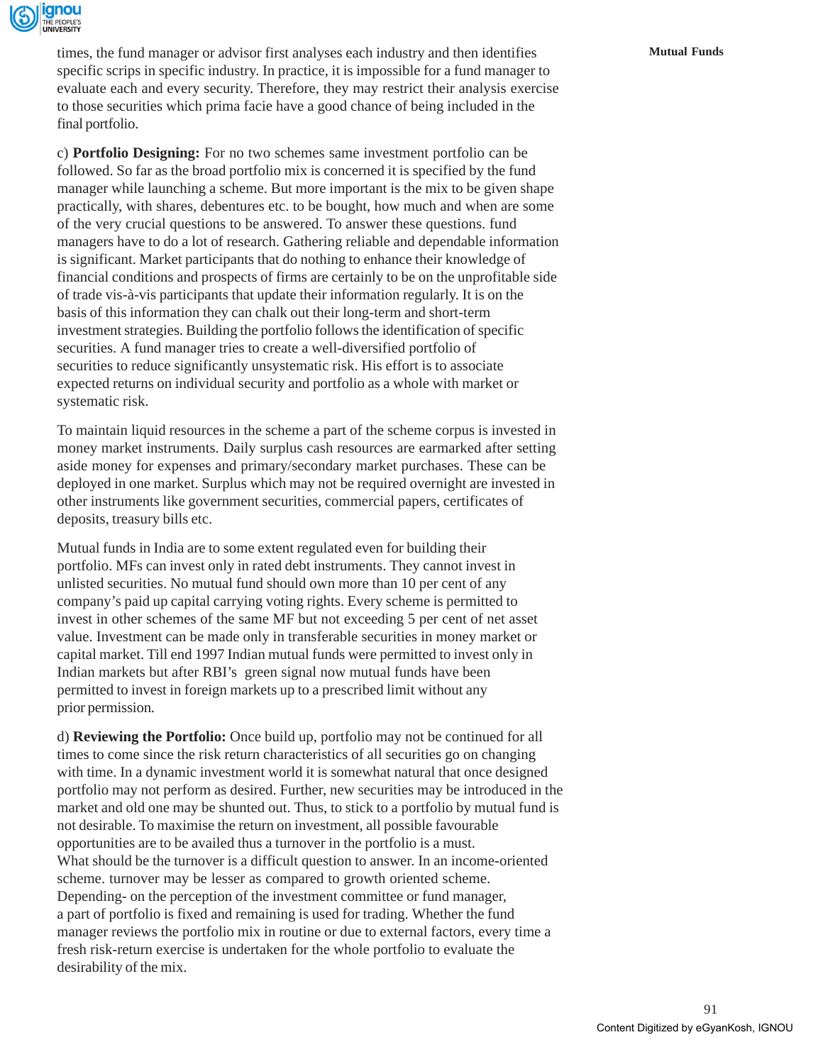times, the fund manager or advisor first analyses each industry and then identifies specific scrips in specific industry. In practice, it is impossible for a fund manager to evaluate each and every security. Therefore, they may restrict their analysis exercise to those securities which prima facie have a good chance of being included in the final portfolio.

c) **Portfolio Designing:** For no two schemes same investment portfolio can be followed. So far as the broad portfolio mix is concerned it is specified by the fund manager while launching a scheme. But more important is the mix to be given shape practically, with shares, debentures etc. to be bought, how much and when are some of the very crucial questions to be answered. To answer these questions. fund managers have to do a lot of research. Gathering reliable and dependable information is significant. Market participants that do nothing to enhance their knowledge of financial conditions and prospects of firms are certainly to be on the unprofitable side of trade vis-à-vis participants that update their information regularly. It is on the basis of this information they can chalk out their long-term and short-term investment strategies. Building the portfolio follows the identification of specific securities. A fund manager tries to create a well-diversified portfolio of securities to reduce significantly unsystematic risk. His effort is to associate expected returns on individual security and portfolio as a whole with market or systematic risk.

To maintain liquid resources in the scheme a part of the scheme corpus is invested in money market instruments. Daily surplus cash resources are earmarked after setting aside money for expenses and primary/secondary market purchases. These can be deployed in one market. Surplus which may not be required overnight are invested in other instruments like government securities, commercial papers, certificates of deposits, treasury bills etc.

Mutual funds in India are to some extent regulated even for building their portfolio. MFs can invest only in rated debt instruments. They cannot invest in unlisted securities. No mutual fund should own more than 10 per cent of any company's paid up capital carrying voting rights. Every scheme is permitted to invest in other schemes of the same MF but not exceeding 5 per cent of net asset value. Investment can be made only in transferable securities in money market or capital market. Till end 1997 Indian mutual funds were permitted to invest only in Indian markets but after RBI's green signal now mutual funds have been permitted to invest in foreign markets up to a prescribed limit without any prior permission.

d) **Reviewing the Portfolio:** Once build up, portfolio may not be continued for all times to come since the risk return characteristics of all securities go on changing with time. In a dynamic investment world it is somewhat natural that once designed portfolio may not perform as desired. Further, new securities may be introduced in the market and old one may be shunted out. Thus, to stick to a portfolio by mutual fund is not desirable. To maximise the return on investment, all possible favourable opportunities are to be availed thus a turnover in the portfolio is a must. What should be the turnover is a difficult question to answer. In an income-oriented scheme. turnover may be lesser as compared to growth oriented scheme. Depending- on the perception of the investment committee or fund manager, a part of portfolio is fixed and remaining is used for trading. Whether the fund manager reviews the portfolio mix in routine or due to external factors, every time a fresh risk-return exercise is undertaken for the whole portfolio to evaluate the desirability of the mix.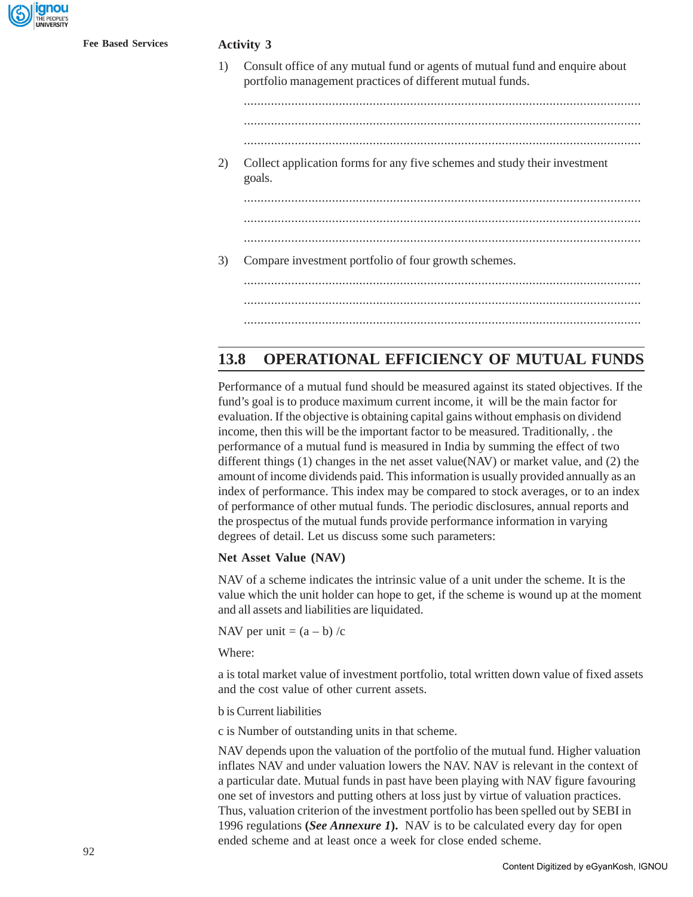**Activity 3**

1) Consult office of any mutual fund or agents of mutual fund and enquire about portfolio management practices of different mutual funds.

.....................................................................................................................

.....................................................................................................................

.....................................................................................................................

2) Collect application forms for any five schemes and study their investment goals.

.....................................................................................................................

.....................................................................................................................

.....................................................................................................................

3) Compare investment portfolio of four growth schemes.

.....................................................................................................................

.....................................................................................................................

.....................................................................................................................

## 13.8 OPERATIONAL EFFICIENCY OF MUTUAL FUNDS

Performance of a mutual fund should be measured against its stated objectives. If the fund's goal is to produce maximum current income, it will be the main factor for evaluation. If the objective is obtaining capital gains without emphasis on dividend income, then this will be the important factor to be measured. Traditionally, . the performance of a mutual fund is measured in India by summing the effect of two different things (1) changes in the net asset value(NAV) or market value, and (2) the amount of income dividends paid. This information is usually provided annually as an index of performance. This index may be compared to stock averages, or to an index of performance of other mutual funds. The periodic disclosures, annual reports and the prospectus of the mutual funds provide performance information in varying degrees of detail. Let us discuss some such parameters:

**Net Asset Value (NAV)**

NAV of a scheme indicates the intrinsic value of a unit under the scheme. It is the value which the unit holder can hope to get, if the scheme is wound up at the moment and all assets and liabilities are liquidated.

NAV per unit = $(a - b) / c$

Where:

a is total market value of investment portfolio, total written down value of fixed assets and the cost value of other current assets.

b is Current liabilities

c is Number of outstanding units in that scheme.

NAV depends upon the valuation of the portfolio of the mutual fund. Higher valuation inflates NAV and under valuation lowers the NAV. NAV is relevant in the context of a particular date. Mutual funds in past have been playing with NAV figure favouring one set of investors and putting others at loss just by virtue of valuation practices. Thus, valuation criterion of the investment portfolio has been spelled out by SEBI in 1996 regulations **(*See Annexure 1*).** NAV is to be calculated every day for open ended scheme and at least once a week for close ended scheme.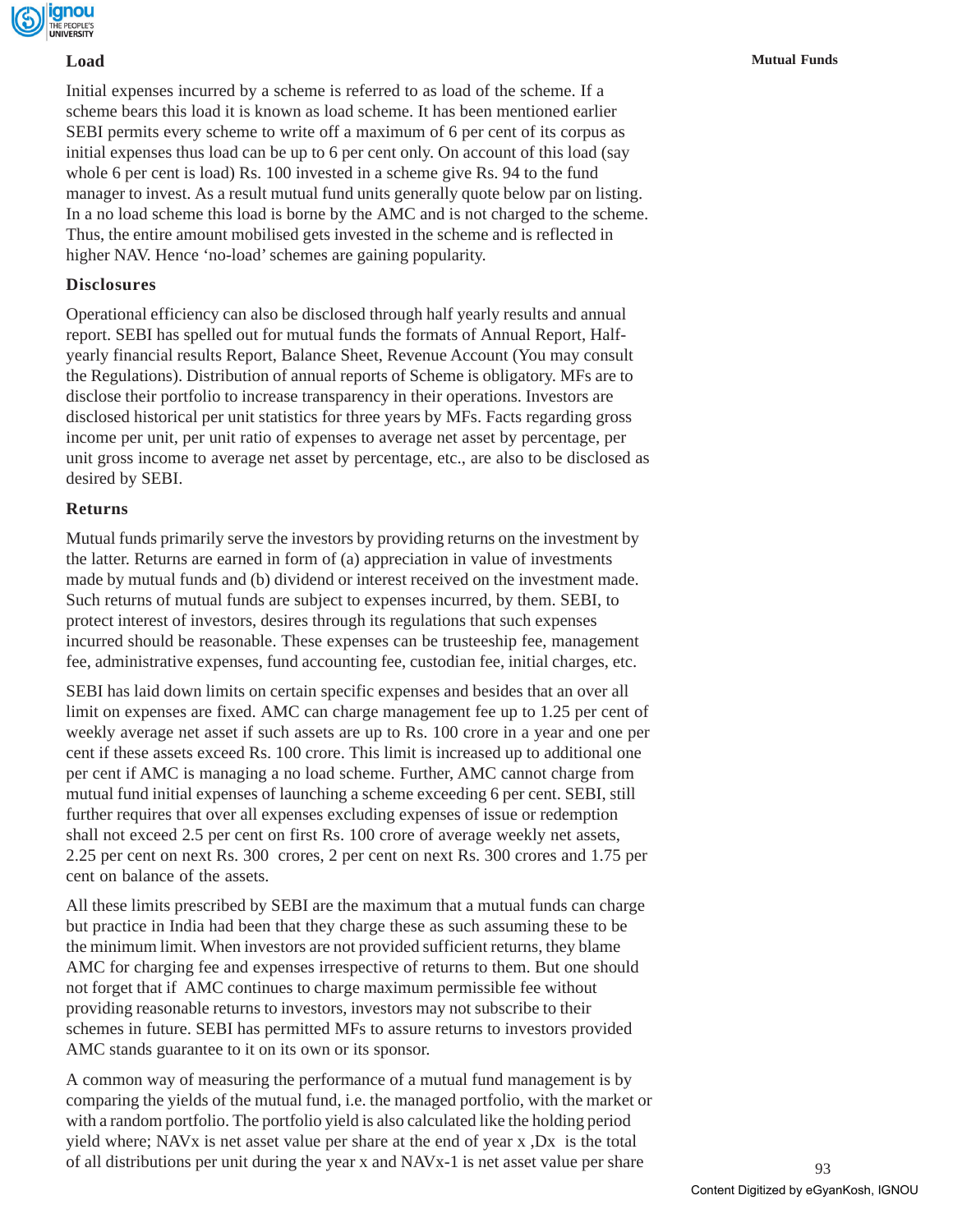### Load

Initial expenses incurred by a scheme is referred to as load of the scheme. If a scheme bears this load it is known as load scheme. It has been mentioned earlier SEBI permits every scheme to write off a maximum of 6 per cent of its corpus as initial expenses thus load can be up to 6 per cent only. On account of this load (say whole 6 per cent is load) Rs. 100 invested in a scheme give Rs. 94 to the fund manager to invest. As a result mutual fund units generally quote below par on listing. In a no load scheme this load is borne by the AMC and is not charged to the scheme. Thus, the entire amount mobilised gets invested in the scheme and is reflected in higher NAV. Hence 'no-load' schemes are gaining popularity.

### Disclosures

Operational efficiency can also be disclosed through half yearly results and annual report. SEBI has spelled out for mutual funds the formats of Annual Report, Half-yearly financial results Report, Balance Sheet, Revenue Account (You may consult the Regulations). Distribution of annual reports of Scheme is obligatory. MFs are to disclose their portfolio to increase transparency in their operations. Investors are disclosed historical per unit statistics for three years by MFs. Facts regarding gross income per unit, per unit ratio of expenses to average net asset by percentage, per unit gross income to average net asset by percentage, etc., are also to be disclosed as desired by SEBI.

### Returns

Mutual funds primarily serve the investors by providing returns on the investment by the latter. Returns are earned in form of (a) appreciation in value of investments made by mutual funds and (b) dividend or interest received on the investment made. Such returns of mutual funds are subject to expenses incurred, by them. SEBI, to protect interest of investors, desires through its regulations that such expenses incurred should be reasonable. These expenses can be trusteeship fee, management fee, administrative expenses, fund accounting fee, custodian fee, initial charges, etc.

SEBI has laid down limits on certain specific expenses and besides that an over all limit on expenses are fixed. AMC can charge management fee up to 1.25 per cent of weekly average net asset if such assets are up to Rs. 100 crore in a year and one per cent if these assets exceed Rs. 100 crore. This limit is increased up to additional one per cent if AMC is managing a no load scheme. Further, AMC cannot charge from mutual fund initial expenses of launching a scheme exceeding 6 per cent. SEBI, still further requires that over all expenses excluding expenses of issue or redemption shall not exceed 2.5 per cent on first Rs. 100 crore of average weekly net assets, 2.25 per cent on next Rs. 300 crores, 2 per cent on next Rs. 300 crores and 1.75 per cent on balance of the assets.

All these limits prescribed by SEBI are the maximum that a mutual funds can charge but practice in India had been that they charge these as such assuming these to be the minimum limit. When investors are not provided sufficient returns, they blame AMC for charging fee and expenses irrespective of returns to them. But one should not forget that if AMC continues to charge maximum permissible fee without providing reasonable returns to investors, investors may not subscribe to their schemes in future. SEBI has permitted MFs to assure returns to investors provided AMC stands guarantee to it on its own or its sponsor.

A common way of measuring the performance of a mutual fund management is by comparing the yields of the mutual fund, i.e. the managed portfolio, with the market or with a random portfolio. The portfolio yield is also calculated like the holding period yield where; $NAV_x$ is net asset value per share at the end of year x ,$D_x$ is the total of all distributions per unit during the year x and $NAV_{x-1}$ is net asset value per share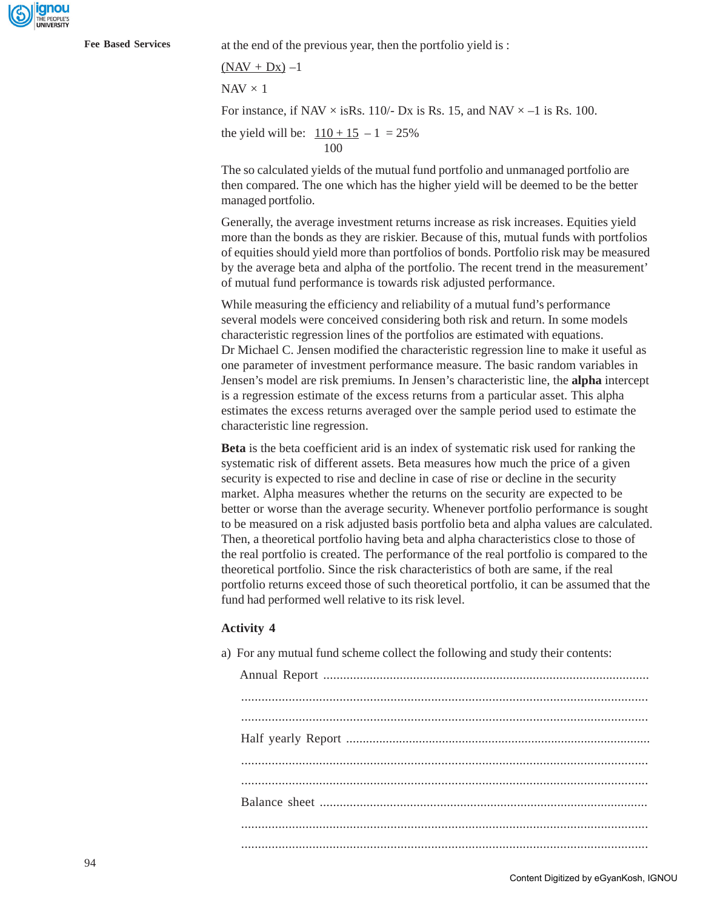at the end of the previous year, then the portfolio yield is :

$$\frac{(NAV + Dx)}{NAV \times 1} - 1$$

For instance, if NAV × isRs. 110/- Dx is Rs. 15, and NAV × –1 is Rs. 100.

the yield will be: $\frac{110 + 15}{100} - 1 = 25\%$

The so calculated yields of the mutual fund portfolio and unmanaged portfolio are then compared. The one which has the higher yield will be deemed to be the better managed portfolio.

Generally, the average investment returns increase as risk increases. Equities yield more than the bonds as they are riskier. Because of this, mutual funds with portfolios of equities should yield more than portfolios of bonds. Portfolio risk may be measured by the average beta and alpha of the portfolio. The recent trend in the measurement' of mutual fund performance is towards risk adjusted performance.

While measuring the efficiency and reliability of a mutual fund's performance several models were conceived considering both risk and return. In some models characteristic regression lines of the portfolios are estimated with equations. Dr Michael C. Jensen modified the characteristic regression line to make it useful as one parameter of investment performance measure. The basic random variables in Jensen's model are risk premiums. In Jensen's characteristic line, the **alpha** intercept is a regression estimate of the excess returns from a particular asset. This alpha estimates the excess returns averaged over the sample period used to estimate the characteristic line regression.

**Beta** is the beta coefficient arid is an index of systematic risk used for ranking the systematic risk of different assets. Beta measures how much the price of a given security is expected to rise and decline in case of rise or decline in the security market. Alpha measures whether the returns on the security are expected to be better or worse than the average security. Whenever portfolio performance is sought to be measured on a risk adjusted basis portfolio beta and alpha values are calculated. Then, a theoretical portfolio having beta and alpha characteristics close to those of the real portfolio is created. The performance of the real portfolio is compared to the theoretical portfolio. Since the risk characteristics of both are same, if the real portfolio returns exceed those of such theoretical portfolio, it can be assumed that the fund had performed well relative to its risk level.

### Activity 4

a) For any mutual fund scheme collect the following and study their contents:

Annual Report ..........................................................................................

..........................................................................................................

..........................................................................................................

Half yearly Report ..........................................................................................

..........................................................................................................

..........................................................................................................

Balance sheet ..........................................................................................

..........................................................................................................

..........................................................................................................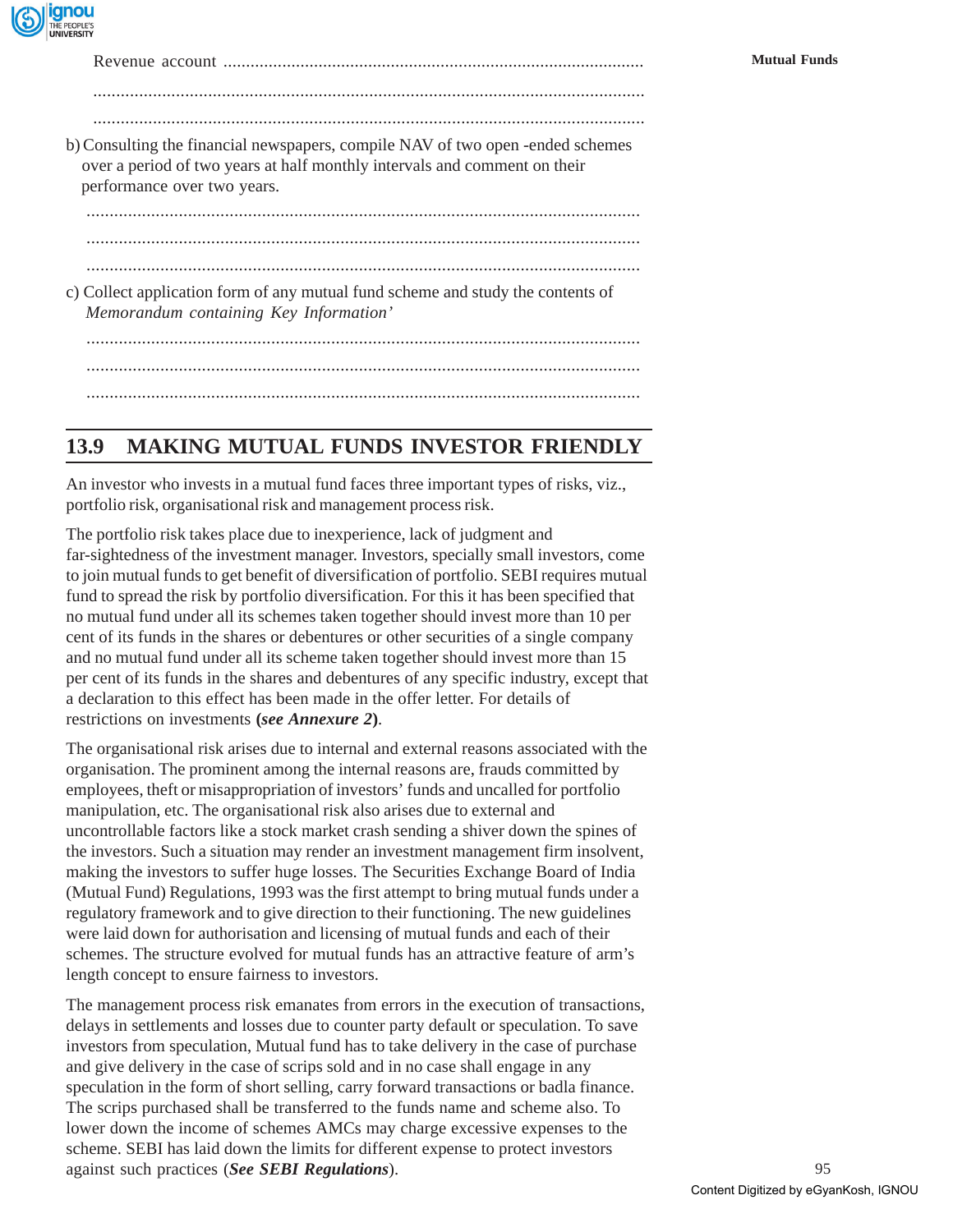Revenue account ..........................................................................................

.......................................................................................................................

.......................................................................................................................

b) Consulting the financial newspapers, compile NAV of two open -ended schemes over a period of two years at half monthly intervals and comment on their performance over two years.

.......................................................................................................................

.......................................................................................................................

.......................................................................................................................

c) Collect application form of any mutual fund scheme and study the contents of *Memorandum containing Key Information'*

.......................................................................................................................

.......................................................................................................................

.......................................................................................................................

## 13.9 MAKING MUTUAL FUNDS INVESTOR FRIENDLY

An investor who invests in a mutual fund faces three important types of risks, viz., portfolio risk, organisational risk and management process risk.

The portfolio risk takes place due to inexperience, lack of judgment and far-sightedness of the investment manager. Investors, specially small investors, come to join mutual funds to get benefit of diversification of portfolio. SEBI requires mutual fund to spread the risk by portfolio diversification. For this it has been specified that no mutual fund under all its schemes taken together should invest more than 10 per cent of its funds in the shares or debentures or other securities of a single company and no mutual fund under all its scheme taken together should invest more than 15 per cent of its funds in the shares and debentures of any specific industry, except that a declaration to this effect has been made in the offer letter. For details of restrictions on investments **(*see Annexure 2*)**.

The organisational risk arises due to internal and external reasons associated with the organisation. The prominent among the internal reasons are, frauds committed by employees, theft or misappropriation of investors' funds and uncalled for portfolio manipulation, etc. The organisational risk also arises due to external and uncontrollable factors like a stock market crash sending a shiver down the spines of the investors. Such a situation may render an investment management firm insolvent, making the investors to suffer huge losses. The Securities Exchange Board of India (Mutual Fund) Regulations, 1993 was the first attempt to bring mutual funds under a regulatory framework and to give direction to their functioning. The new guidelines were laid down for authorisation and licensing of mutual funds and each of their schemes. The structure evolved for mutual funds has an attractive feature of arm's length concept to ensure fairness to investors.

The management process risk emanates from errors in the execution of transactions, delays in settlements and losses due to counter party default or speculation. To save investors from speculation, Mutual fund has to take delivery in the case of purchase and give delivery in the case of scrips sold and in no case shall engage in any speculation in the form of short selling, carry forward transactions or badla finance. The scrips purchased shall be transferred to the funds name and scheme also. To lower down the income of schemes AMCs may charge excessive expenses to the scheme. SEBI has laid down the limits for different expense to protect investors against such practices (***See SEBI Regulations***).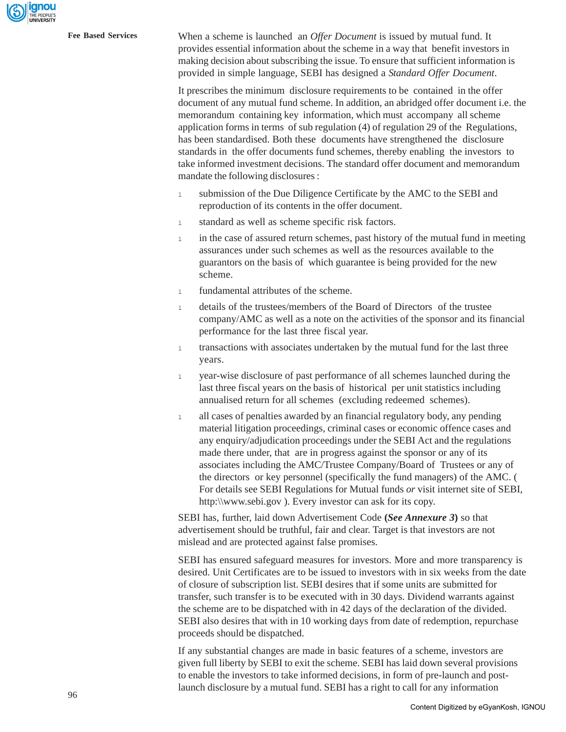When a scheme is launched an *Offer Document* is issued by mutual fund. It provides essential information about the scheme in a way that benefit investors in making decision about subscribing the issue. To ensure that sufficient information is provided in simple language, SEBI has designed a *Standard Offer Document*.

It prescribes the minimum disclosure requirements to be contained in the offer document of any mutual fund scheme. In addition, an abridged offer document i.e. the memorandum containing key information, which must accompany all scheme application forms in terms of sub regulation (4) of regulation 29 of the Regulations, has been standardised. Both these documents have strengthened the disclosure standards in the offer documents fund schemes, thereby enabling the investors to take informed investment decisions. The standard offer document and memorandum mandate the following disclosures :

- submission of the Due Diligence Certificate by the AMC to the SEBI and reproduction of its contents in the offer document.
- standard as well as scheme specific risk factors.
- in the case of assured return schemes, past history of the mutual fund in meeting assurances under such schemes as well as the resources available to the guarantors on the basis of which guarantee is being provided for the new scheme.
- fundamental attributes of the scheme.
- details of the trustees/members of the Board of Directors of the trustee company/AMC as well as a note on the activities of the sponsor and its financial performance for the last three fiscal year.
- transactions with associates undertaken by the mutual fund for the last three years.
- year-wise disclosure of past performance of all schemes launched during the last three fiscal years on the basis of historical per unit statistics including annualised return for all schemes (excluding redeemed schemes).
- all cases of penalties awarded by an financial regulatory body, any pending material litigation proceedings, criminal cases or economic offence cases and any enquiry/adjudication proceedings under the SEBI Act and the regulations made there under, that are in progress against the sponsor or any of its associates including the AMC/Trustee Company/Board of Trustees or any of the directors or key personnel (specifically the fund managers) of the AMC. ( For details see SEBI Regulations for Mutual funds *or* visit internet site of SEBI, http:\\www.sebi.gov ). Every investor can ask for its copy.

SEBI has, further, laid down Advertisement Code **(*See Annexure 3*)** so that advertisement should be truthful, fair and clear. Target is that investors are not mislead and are protected against false promises.

SEBI has ensured safeguard measures for investors. More and more transparency is desired. Unit Certificates are to be issued to investors with in six weeks from the date of closure of subscription list. SEBI desires that if some units are submitted for transfer, such transfer is to be executed with in 30 days. Dividend warrants against the scheme are to be dispatched with in 42 days of the declaration of the divided. SEBI also desires that with in 10 working days from date of redemption, repurchase proceeds should be dispatched.

If any substantial changes are made in basic features of a scheme, investors are given full liberty by SEBI to exit the scheme. SEBI has laid down several provisions to enable the investors to take informed decisions, in form of pre-launch and post-launch disclosure by a mutual fund. SEBI has a right to call for any information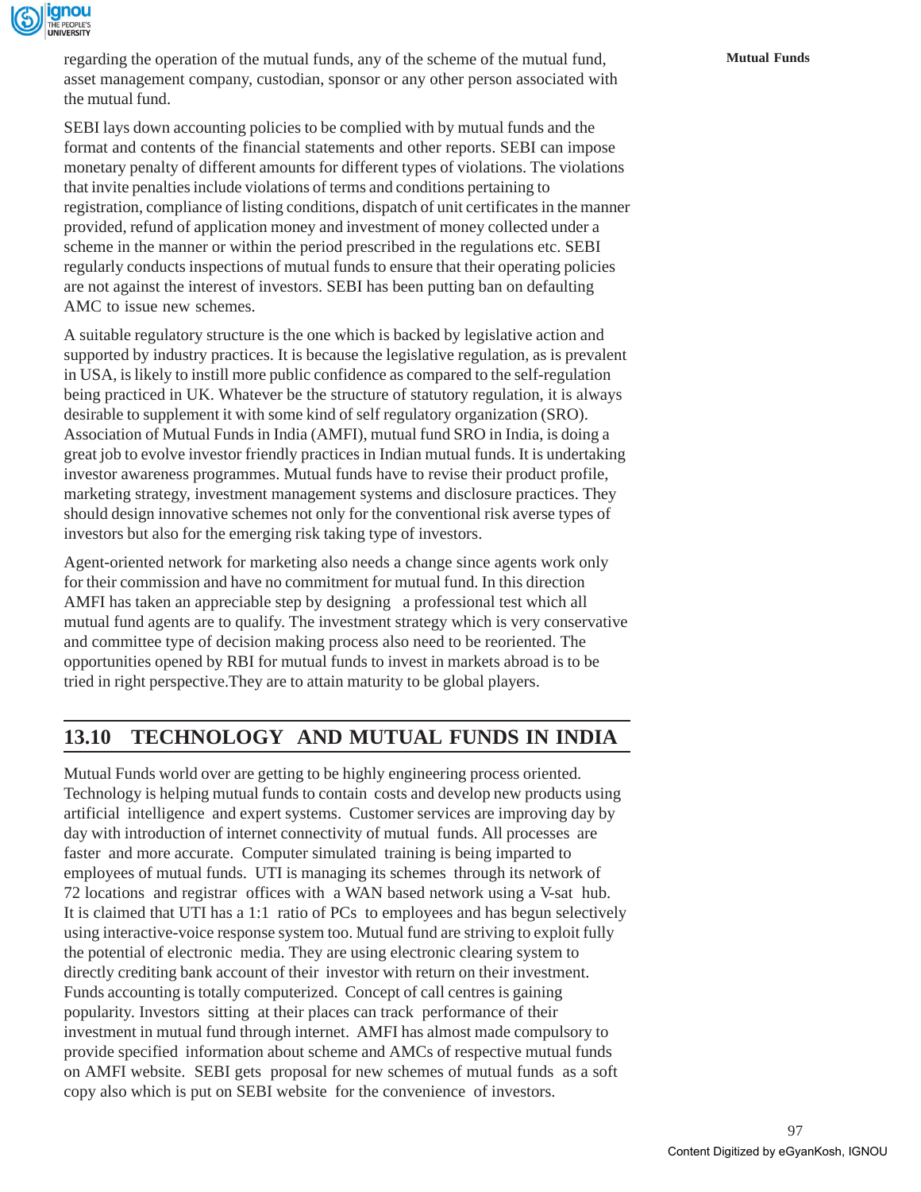regarding the operation of the mutual funds, any of the scheme of the mutual fund, asset management company, custodian, sponsor or any other person associated with the mutual fund.

SEBI lays down accounting policies to be complied with by mutual funds and the format and contents of the financial statements and other reports. SEBI can impose monetary penalty of different amounts for different types of violations. The violations that invite penalties include violations of terms and conditions pertaining to registration, compliance of listing conditions, dispatch of unit certificates in the manner provided, refund of application money and investment of money collected under a scheme in the manner or within the period prescribed in the regulations etc. SEBI regularly conducts inspections of mutual funds to ensure that their operating policies are not against the interest of investors. SEBI has been putting ban on defaulting AMC to issue new schemes.

A suitable regulatory structure is the one which is backed by legislative action and supported by industry practices. It is because the legislative regulation, as is prevalent in USA, is likely to instill more public confidence as compared to the self-regulation being practiced in UK. Whatever be the structure of statutory regulation, it is always desirable to supplement it with some kind of self regulatory organization (SRO). Association of Mutual Funds in India (AMFI), mutual fund SRO in India, is doing a great job to evolve investor friendly practices in Indian mutual funds. It is undertaking investor awareness programmes. Mutual funds have to revise their product profile, marketing strategy, investment management systems and disclosure practices. They should design innovative schemes not only for the conventional risk averse types of investors but also for the emerging risk taking type of investors.

Agent-oriented network for marketing also needs a change since agents work only for their commission and have no commitment for mutual fund. In this direction AMFI has taken an appreciable step by designing a professional test which all mutual fund agents are to qualify. The investment strategy which is very conservative and committee type of decision making process also need to be reoriented. The opportunities opened by RBI for mutual funds to invest in markets abroad is to be tried in right perspective.They are to attain maturity to be global players.

## 13.10 TECHNOLOGY AND MUTUAL FUNDS IN INDIA

Mutual Funds world over are getting to be highly engineering process oriented. Technology is helping mutual funds to contain costs and develop new products using artificial intelligence and expert systems. Customer services are improving day by day with introduction of internet connectivity of mutual funds. All processes are faster and more accurate. Computer simulated training is being imparted to employees of mutual funds. UTI is managing its schemes through its network of 72 locations and registrar offices with a WAN based network using a V-sat hub. It is claimed that UTI has a 1:1 ratio of PCs to employees and has begun selectively using interactive-voice response system too. Mutual fund are striving to exploit fully the potential of electronic media. They are using electronic clearing system to directly crediting bank account of their investor with return on their investment. Funds accounting is totally computerized. Concept of call centres is gaining popularity. Investors sitting at their places can track performance of their investment in mutual fund through internet. AMFI has almost made compulsory to provide specified information about scheme and AMCs of respective mutual funds on AMFI website. SEBI gets proposal for new schemes of mutual funds as a soft copy also which is put on SEBI website for the convenience of investors.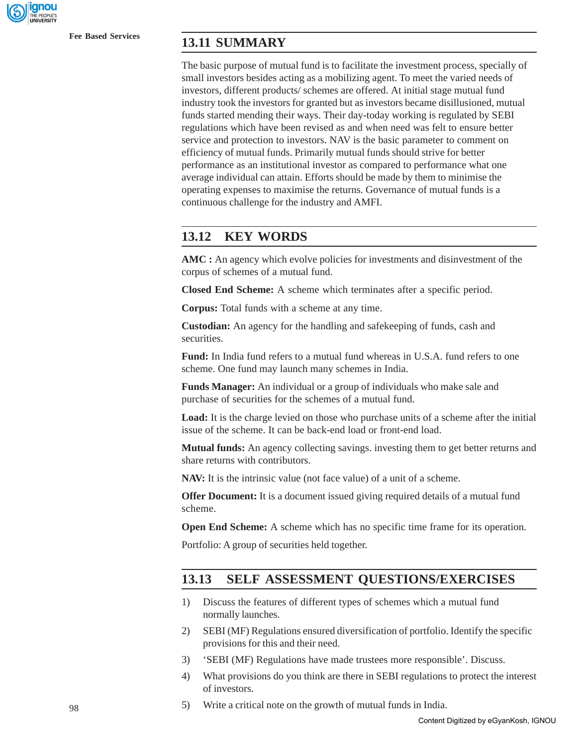## 13.11 SUMMARY

The basic purpose of mutual fund is to facilitate the investment process, specially of small investors besides acting as a mobilizing agent. To meet the varied needs of investors, different products/ schemes are offered. At initial stage mutual fund industry took the investors for granted but as investors became disillusioned, mutual funds started mending their ways. Their day-today working is regulated by SEBI regulations which have been revised as and when need was felt to ensure better service and protection to investors. NAV is the basic parameter to comment on efficiency of mutual funds. Primarily mutual funds should strive for better performance as an institutional investor as compared to performance what one average individual can attain. Efforts should be made by them to minimise the operating expenses to maximise the returns. Governance of mutual funds is a continuous challenge for the industry and AMFI.

## 13.12 KEY WORDS

**AMC :** An agency which evolve policies for investments and disinvestment of the corpus of schemes of a mutual fund.

**Closed End Scheme:** A scheme which terminates after a specific period.

**Corpus:** Total funds with a scheme at any time.

**Custodian:** An agency for the handling and safekeeping of funds, cash and securities.

**Fund:** In India fund refers to a mutual fund whereas in U.S.A. fund refers to one scheme. One fund may launch many schemes in India.

**Funds Manager:** An individual or a group of individuals who make sale and purchase of securities for the schemes of a mutual fund.

**Load:** It is the charge levied on those who purchase units of a scheme after the initial issue of the scheme. It can be back-end load or front-end load.

**Mutual funds:** An agency collecting savings. investing them to get better returns and share returns with contributors.

**NAV:** It is the intrinsic value (not face value) of a unit of a scheme.

**Offer Document:** It is a document issued giving required details of a mutual fund scheme.

**Open End Scheme:** A scheme which has no specific time frame for its operation.

Portfolio: A group of securities held together.

## 13.13 SELF ASSESSMENT QUESTIONS/EXERCISES

1) Discuss the features of different types of schemes which a mutual fund normally launches.
2) SEBI (MF) Regulations ensured diversification of portfolio. Identify the specific provisions for this and their need.
3) 'SEBI (MF) Regulations have made trustees more responsible'. Discuss.
4) What provisions do you think are there in SEBI regulations to protect the interest of investors.
5) Write a critical note on the growth of mutual funds in India.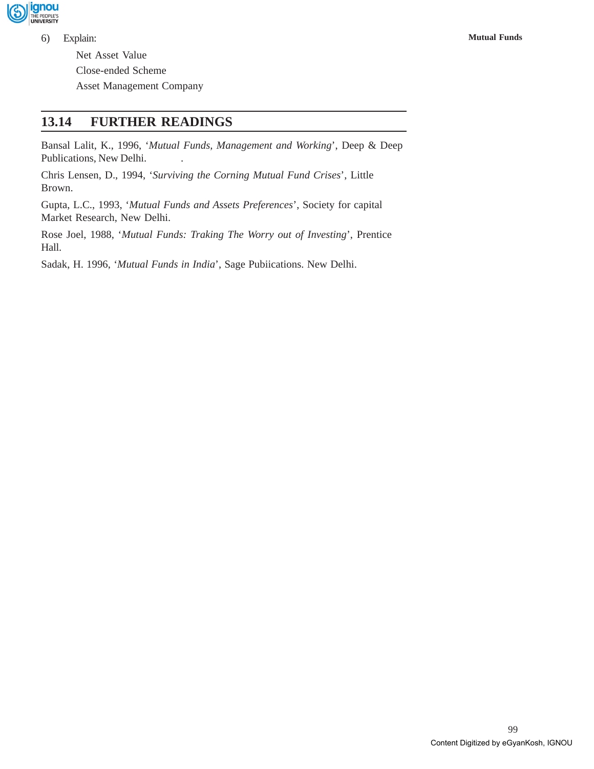6) Explain:

   Net Asset Value

   Close-ended Scheme

   Asset Management Company

## 13.14 FURTHER READINGS

Bansal Lalit, K., 1996, '*Mutual Funds, Management and Working*', Deep & Deep Publications, New Delhi.

Chris Lensen, D., 1994, '*Surviving the Corning Mutual Fund Crises*', Little Brown.

Gupta, L.C., 1993, '*Mutual Funds and Assets Preferences*', Society for capital Market Research, New Delhi.

Rose Joel, 1988, '*Mutual Funds: Traking The Worry out of Investing*', Prentice Hall.

Sadak, H. 1996, '*Mutual Funds in India*', Sage Pubiications. New Delhi.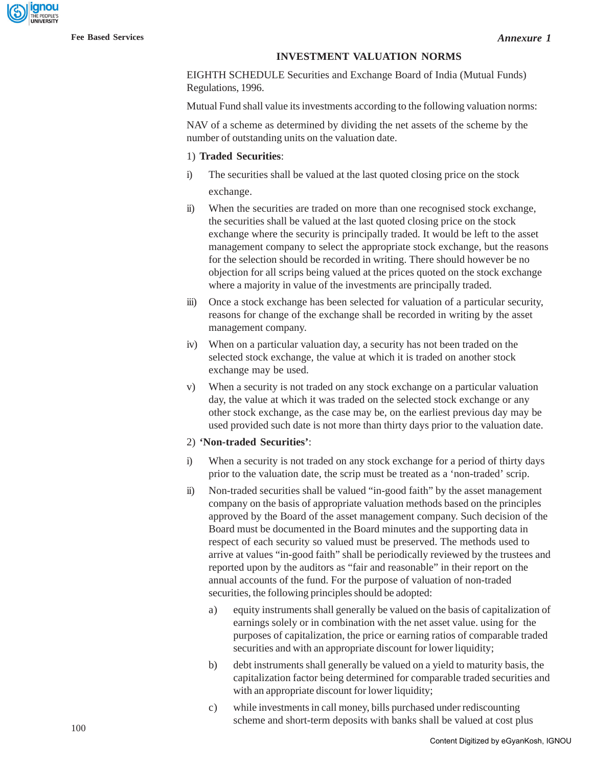*Annexure 1*

## INVESTMENT VALUATION NORMS

EIGHTH SCHEDULE Securities and Exchange Board of India (Mutual Funds) Regulations, 1996.

Mutual Fund shall value its investments according to the following valuation norms:

NAV of a scheme as determined by dividing the net assets of the scheme by the number of outstanding units on the valuation date.

1) **Traded Securities**:

i) The securities shall be valued at the last quoted closing price on the stock exchange.

ii) When the securities are traded on more than one recognised stock exchange, the securities shall be valued at the last quoted closing price on the stock exchange where the security is principally traded. It would be left to the asset management company to select the appropriate stock exchange, but the reasons for the selection should be recorded in writing. There should however be no objection for all scrips being valued at the prices quoted on the stock exchange where a majority in value of the investments are principally traded.

iii) Once a stock exchange has been selected for valuation of a particular security, reasons for change of the exchange shall be recorded in writing by the asset management company.

iv) When on a particular valuation day, a security has not been traded on the selected stock exchange, the value at which it is traded on another stock exchange may be used.

v) When a security is not traded on any stock exchange on a particular valuation day, the value at which it was traded on the selected stock exchange or any other stock exchange, as the case may be, on the earliest previous day may be used provided such date is not more than thirty days prior to the valuation date.

2) **'Non-traded Securities'**:

i) When a security is not traded on any stock exchange for a period of thirty days prior to the valuation date, the scrip must be treated as a 'non-traded' scrip.

ii) Non-traded securities shall be valued "in-good faith" by the asset management company on the basis of appropriate valuation methods based on the principles approved by the Board of the asset management company. Such decision of the Board must be documented in the Board minutes and the supporting data in respect of each security so valued must be preserved. The methods used to arrive at values "in-good faith" shall be periodically reviewed by the trustees and reported upon by the auditors as "fair and reasonable" in their report on the annual accounts of the fund. For the purpose of valuation of non-traded securities, the following principles should be adopted:

   a) equity instruments shall generally be valued on the basis of capitalization of earnings solely or in combination with the net asset value. using for the purposes of capitalization, the price or earning ratios of comparable traded securities and with an appropriate discount for lower liquidity;

   b) debt instruments shall generally be valued on a yield to maturity basis, the capitalization factor being determined for comparable traded securities and with an appropriate discount for lower liquidity;

   c) while investments in call money, bills purchased under rediscounting scheme and short-term deposits with banks shall be valued at cost plus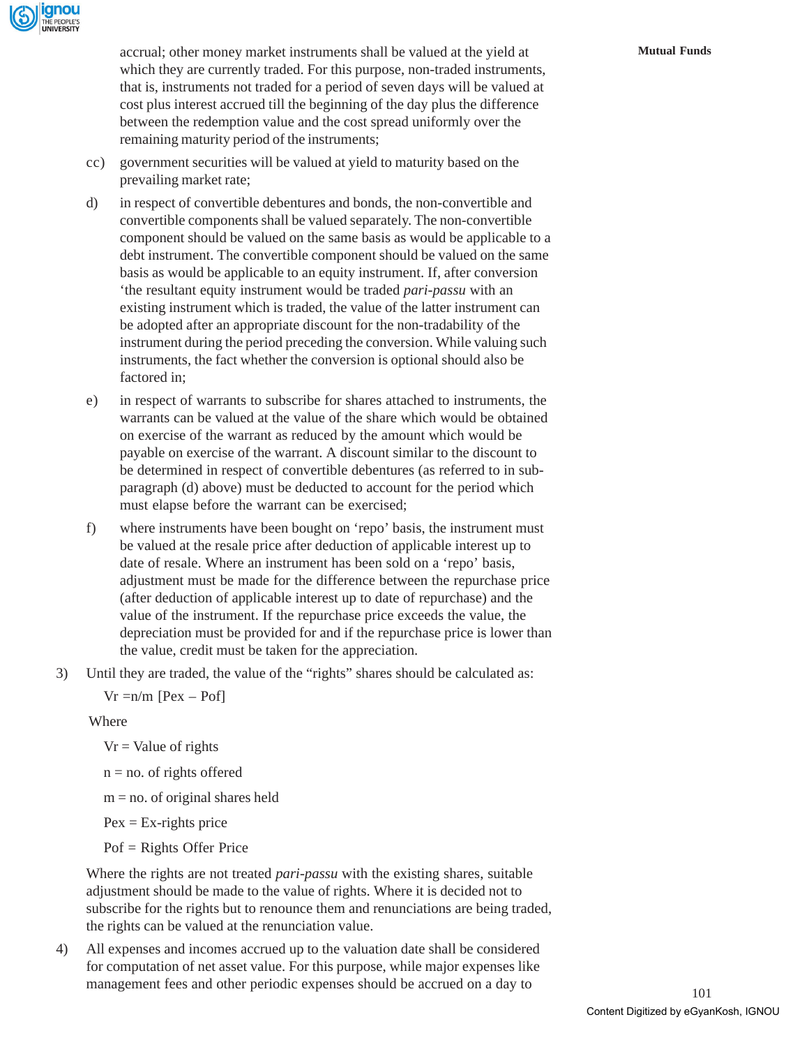accrual; other money market instruments shall be valued at the yield at which they are currently traded. For this purpose, non-traded instruments, that is, instruments not traded for a period of seven days will be valued at cost plus interest accrued till the beginning of the day plus the difference between the redemption value and the cost spread uniformly over the remaining maturity period of the instruments;

cc) government securities will be valued at yield to maturity based on the prevailing market rate;

d) in respect of convertible debentures and bonds, the non-convertible and convertible components shall be valued separately. The non-convertible component should be valued on the same basis as would be applicable to a debt instrument. The convertible component should be valued on the same basis as would be applicable to an equity instrument. If, after conversion 'the resultant equity instrument would be traded *pari-passu* with an existing instrument which is traded, the value of the latter instrument can be adopted after an appropriate discount for the non-tradability of the instrument during the period preceding the conversion. While valuing such instruments, the fact whether the conversion is optional should also be factored in;

e) in respect of warrants to subscribe for shares attached to instruments, the warrants can be valued at the value of the share which would be obtained on exercise of the warrant as reduced by the amount which would be payable on exercise of the warrant. A discount similar to the discount to be determined in respect of convertible debentures (as referred to in sub-paragraph (d) above) must be deducted to account for the period which must elapse before the warrant can be exercised;

f) where instruments have been bought on 'repo' basis, the instrument must be valued at the resale price after deduction of applicable interest up to date of resale. Where an instrument has been sold on a 'repo' basis, adjustment must be made for the difference between the repurchase price (after deduction of applicable interest up to date of repurchase) and the value of the instrument. If the repurchase price exceeds the value, the depreciation must be provided for and if the repurchase price is lower than the value, credit must be taken for the appreciation.

3) Until they are traded, the value of the "rights" shares should be calculated as:

$$Vr = n/m\ [Pex - Pof]$$

Where

$Vr$ = Value of rights

$n$ = no. of rights offered

$m$ = no. of original shares held

$Pex$ = Ex-rights price

$Pof$ = Rights Offer Price

Where the rights are not treated *pari-passu* with the existing shares, suitable adjustment should be made to the value of rights. Where it is decided not to subscribe for the rights but to renounce them and renunciations are being traded, the rights can be valued at the renunciation value.

4) All expenses and incomes accrued up to the valuation date shall be considered for computation of net asset value. For this purpose, while major expenses like management fees and other periodic expenses should be accrued on a day to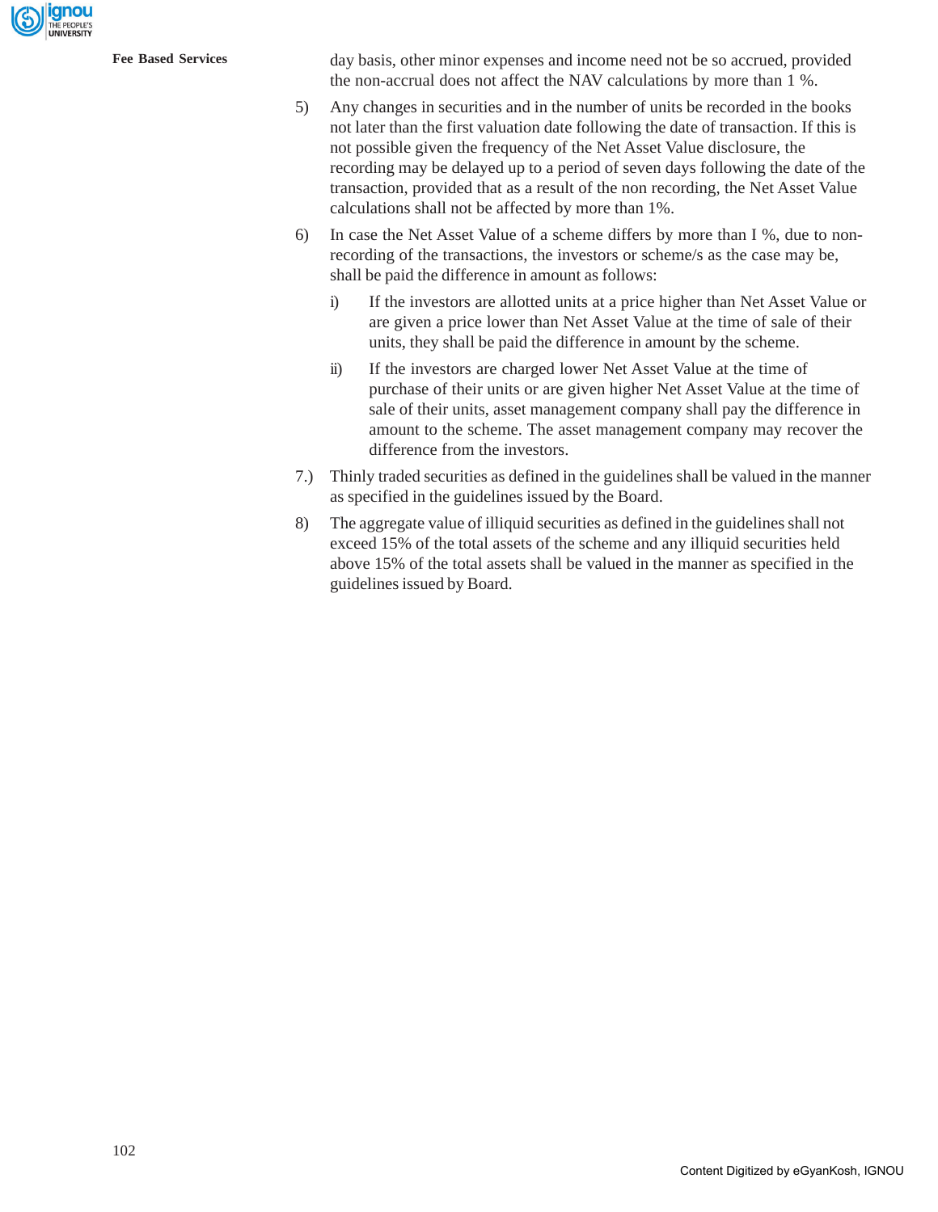day basis, other minor expenses and income need not be so accrued, provided the non-accrual does not affect the NAV calculations by more than 1 %.

5) Any changes in securities and in the number of units be recorded in the books not later than the first valuation date following the date of transaction. If this is not possible given the frequency of the Net Asset Value disclosure, the recording may be delayed up to a period of seven days following the date of the transaction, provided that as a result of the non recording, the Net Asset Value calculations shall not be affected by more than 1%.

6) In case the Net Asset Value of a scheme differs by more than I %, due to non-recording of the transactions, the investors or scheme/s as the case may be, shall be paid the difference in amount as follows:

   i) If the investors are allotted units at a price higher than Net Asset Value or are given a price lower than Net Asset Value at the time of sale of their units, they shall be paid the difference in amount by the scheme.

   ii) If the investors are charged lower Net Asset Value at the time of purchase of their units or are given higher Net Asset Value at the time of sale of their units, asset management company shall pay the difference in amount to the scheme. The asset management company may recover the difference from the investors.

7.) Thinly traded securities as defined in the guidelines shall be valued in the manner as specified in the guidelines issued by the Board.

8) The aggregate value of illiquid securities as defined in the guidelines shall not exceed 15% of the total assets of the scheme and any illiquid securities held above 15% of the total assets shall be valued in the manner as specified in the guidelines issued by Board.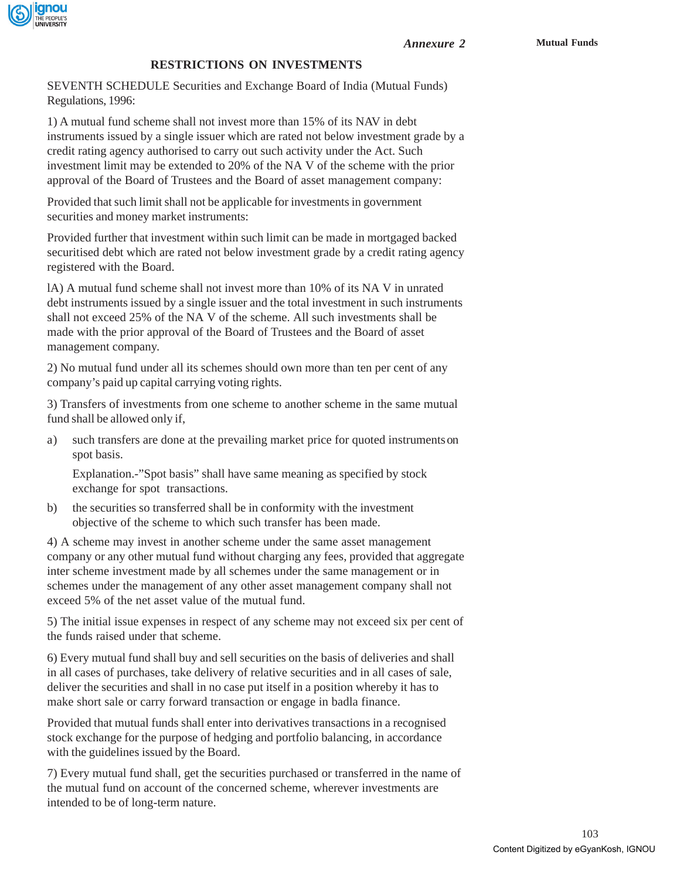*Annexure 2*

## RESTRICTIONS ON INVESTMENTS

SEVENTH SCHEDULE Securities and Exchange Board of India (Mutual Funds) Regulations, 1996:

1) A mutual fund scheme shall not invest more than 15% of its NAV in debt instruments issued by a single issuer which are rated not below investment grade by a credit rating agency authorised to carry out such activity under the Act. Such investment limit may be extended to 20% of the NA V of the scheme with the prior approval of the Board of Trustees and the Board of asset management company:

Provided that such limit shall not be applicable for investments in government securities and money market instruments:

Provided further that investment within such limit can be made in mortgaged backed securitised debt which are rated not below investment grade by a credit rating agency registered with the Board.

lA) A mutual fund scheme shall not invest more than 10% of its NA V in unrated debt instruments issued by a single issuer and the total investment in such instruments shall not exceed 25% of the NA V of the scheme. All such investments shall be made with the prior approval of the Board of Trustees and the Board of asset management company.

2) No mutual fund under all its schemes should own more than ten per cent of any company's paid up capital carrying voting rights.

3) Transfers of investments from one scheme to another scheme in the same mutual fund shall be allowed only if,

a) such transfers are done at the prevailing market price for quoted instruments on spot basis.

   Explanation.-"Spot basis" shall have same meaning as specified by stock exchange for spot transactions.

b) the securities so transferred shall be in conformity with the investment objective of the scheme to which such transfer has been made.

4) A scheme may invest in another scheme under the same asset management company or any other mutual fund without charging any fees, provided that aggregate inter scheme investment made by all schemes under the same management or in schemes under the management of any other asset management company shall not exceed 5% of the net asset value of the mutual fund.

5) The initial issue expenses in respect of any scheme may not exceed six per cent of the funds raised under that scheme.

6) Every mutual fund shall buy and sell securities on the basis of deliveries and shall in all cases of purchases, take delivery of relative securities and in all cases of sale, deliver the securities and shall in no case put itself in a position whereby it has to make short sale or carry forward transaction or engage in badla finance.

Provided that mutual funds shall enter into derivatives transactions in a recognised stock exchange for the purpose of hedging and portfolio balancing, in accordance with the guidelines issued by the Board.

7) Every mutual fund shall, get the securities purchased or transferred in the name of the mutual fund on account of the concerned scheme, wherever investments are intended to be of long-term nature.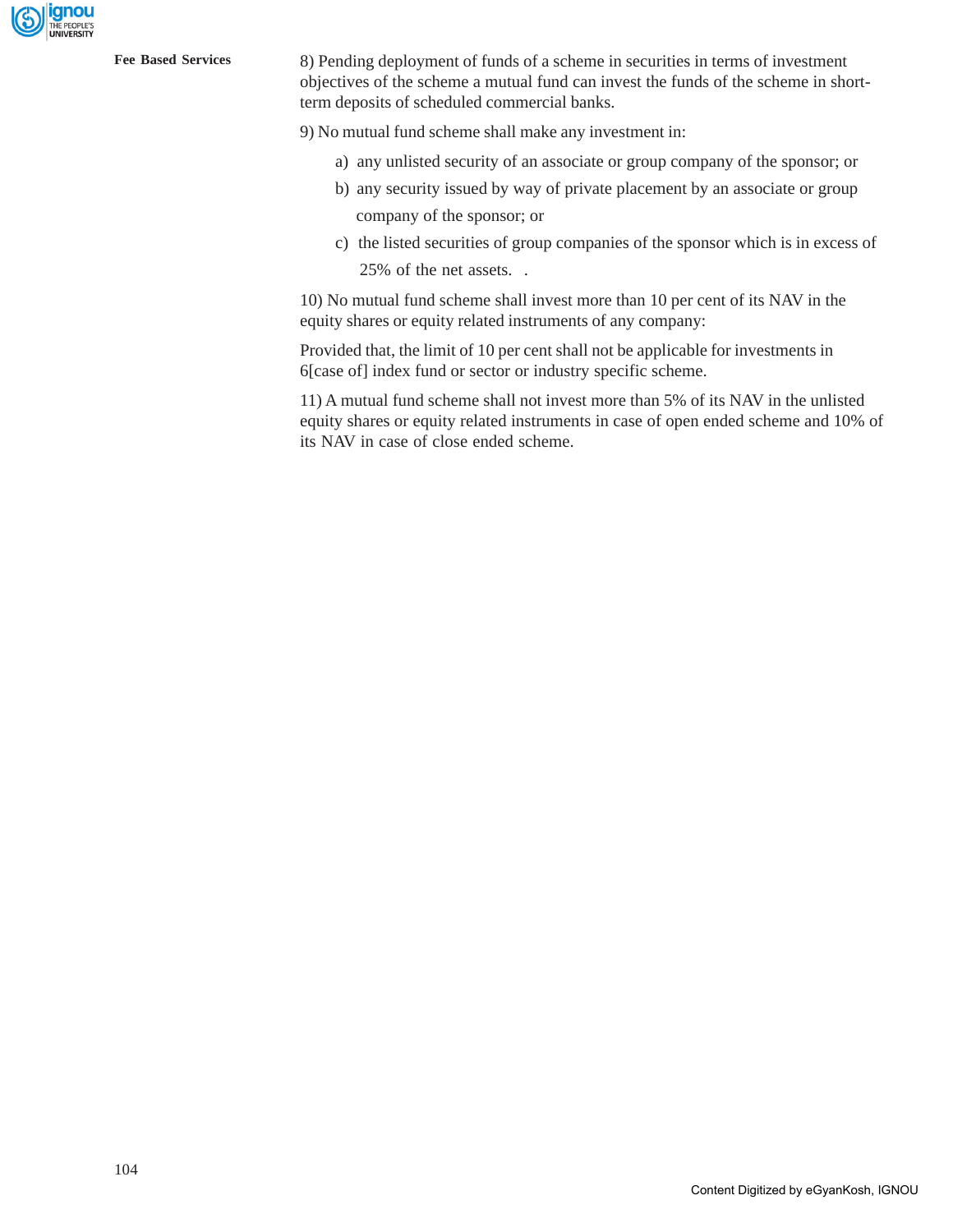8) Pending deployment of funds of a scheme in securities in terms of investment objectives of the scheme a mutual fund can invest the funds of the scheme in short-term deposits of scheduled commercial banks.

9) No mutual fund scheme shall make any investment in:

a) any unlisted security of an associate or group company of the sponsor; or

b) any security issued by way of private placement by an associate or group company of the sponsor; or

c) the listed securities of group companies of the sponsor which is in excess of 25% of the net assets. .

10) No mutual fund scheme shall invest more than 10 per cent of its NAV in the equity shares or equity related instruments of any company:

Provided that, the limit of 10 per cent shall not be applicable for investments in 6[case of] index fund or sector or industry specific scheme.

11) A mutual fund scheme shall not invest more than 5% of its NAV in the unlisted equity shares or equity related instruments in case of open ended scheme and 10% of its NAV in case of close ended scheme.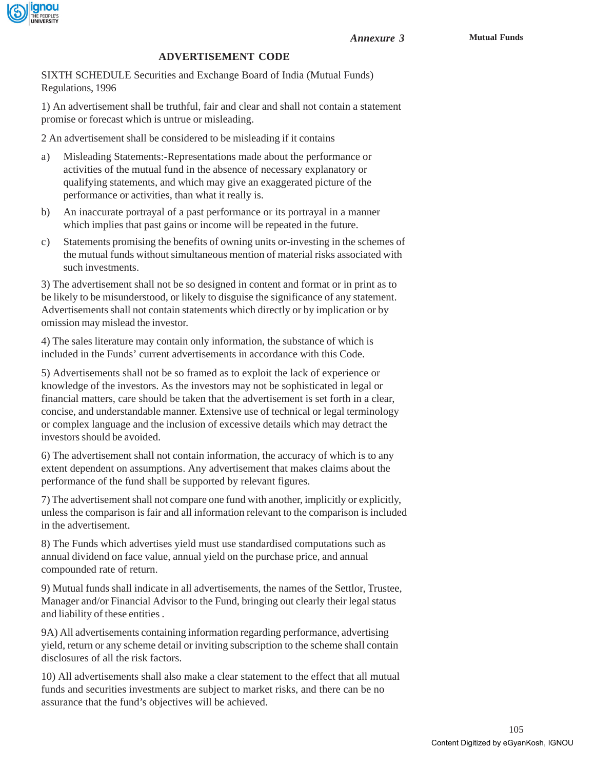*Annexure 3*

## ADVERTISEMENT CODE

SIXTH SCHEDULE Securities and Exchange Board of India (Mutual Funds) Regulations, 1996

1) An advertisement shall be truthful, fair and clear and shall not contain a statement promise or forecast which is untrue or misleading.

2 An advertisement shall be considered to be misleading if it contains

a) Misleading Statements:-Representations made about the performance or activities of the mutual fund in the absence of necessary explanatory or qualifying statements, and which may give an exaggerated picture of the performance or activities, than what it really is.

b) An inaccurate portrayal of a past performance or its portrayal in a manner which implies that past gains or income will be repeated in the future.

c) Statements promising the benefits of owning units or-investing in the schemes of the mutual funds without simultaneous mention of material risks associated with such investments.

3) The advertisement shall not be so designed in content and format or in print as to be likely to be misunderstood, or likely to disguise the significance of any statement. Advertisements shall not contain statements which directly or by implication or by omission may mislead the investor.

4) The sales literature may contain only information, the substance of which is included in the Funds' current advertisements in accordance with this Code.

5) Advertisements shall not be so framed as to exploit the lack of experience or knowledge of the investors. As the investors may not be sophisticated in legal or financial matters, care should be taken that the advertisement is set forth in a clear, concise, and understandable manner. Extensive use of technical or legal terminology or complex language and the inclusion of excessive details which may detract the investors should be avoided.

6) The advertisement shall not contain information, the accuracy of which is to any extent dependent on assumptions. Any advertisement that makes claims about the performance of the fund shall be supported by relevant figures.

7) The advertisement shall not compare one fund with another, implicitly or explicitly, unless the comparison is fair and all information relevant to the comparison is included in the advertisement.

8) The Funds which advertises yield must use standardised computations such as annual dividend on face value, annual yield on the purchase price, and annual compounded rate of return.

9) Mutual funds shall indicate in all advertisements, the names of the Settlor, Trustee, Manager and/or Financial Advisor to the Fund, bringing out clearly their legal status and liability of these entities .

9A) All advertisements containing information regarding performance, advertising yield, return or any scheme detail or inviting subscription to the scheme shall contain disclosures of all the risk factors.

10) All advertisements shall also make a clear statement to the effect that all mutual funds and securities investments are subject to market risks, and there can be no assurance that the fund's objectives will be achieved.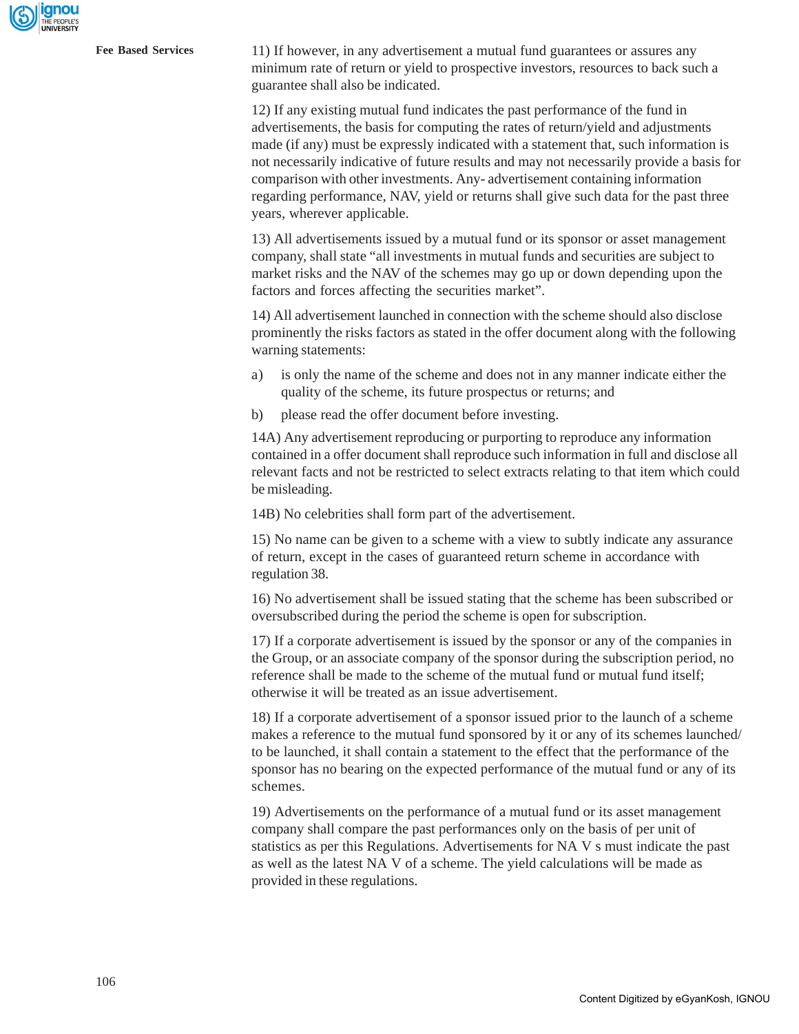11) If however, in any advertisement a mutual fund guarantees or assures any minimum rate of return or yield to prospective investors, resources to back such a guarantee shall also be indicated.

12) If any existing mutual fund indicates the past performance of the fund in advertisements, the basis for computing the rates of return/yield and adjustments made (if any) must be expressly indicated with a statement that, such information is not necessarily indicative of future results and may not necessarily provide a basis for comparison with other investments. Any- advertisement containing information regarding performance, NAV, yield or returns shall give such data for the past three years, wherever applicable.

13) All advertisements issued by a mutual fund or its sponsor or asset management company, shall state "all investments in mutual funds and securities are subject to market risks and the NAV of the schemes may go up or down depending upon the factors and forces affecting the securities market".

14) All advertisement launched in connection with the scheme should also disclose prominently the risks factors as stated in the offer document along with the following warning statements:

a) is only the name of the scheme and does not in any manner indicate either the quality of the scheme, its future prospectus or returns; and

b) please read the offer document before investing.

14A) Any advertisement reproducing or purporting to reproduce any information contained in a offer document shall reproduce such information in full and disclose all relevant facts and not be restricted to select extracts relating to that item which could be misleading.

14B) No celebrities shall form part of the advertisement.

15) No name can be given to a scheme with a view to subtly indicate any assurance of return, except in the cases of guaranteed return scheme in accordance with regulation 38.

16) No advertisement shall be issued stating that the scheme has been subscribed or oversubscribed during the period the scheme is open for subscription.

17) If a corporate advertisement is issued by the sponsor or any of the companies in the Group, or an associate company of the sponsor during the subscription period, no reference shall be made to the scheme of the mutual fund or mutual fund itself; otherwise it will be treated as an issue advertisement.

18) If a corporate advertisement of a sponsor issued prior to the launch of a scheme makes a reference to the mutual fund sponsored by it or any of its schemes launched/ to be launched, it shall contain a statement to the effect that the performance of the sponsor has no bearing on the expected performance of the mutual fund or any of its schemes.

19) Advertisements on the performance of a mutual fund or its asset management company shall compare the past performances only on the basis of per unit of statistics as per this Regulations. Advertisements for NA V s must indicate the past as well as the latest NA V of a scheme. The yield calculations will be made as provided in these regulations.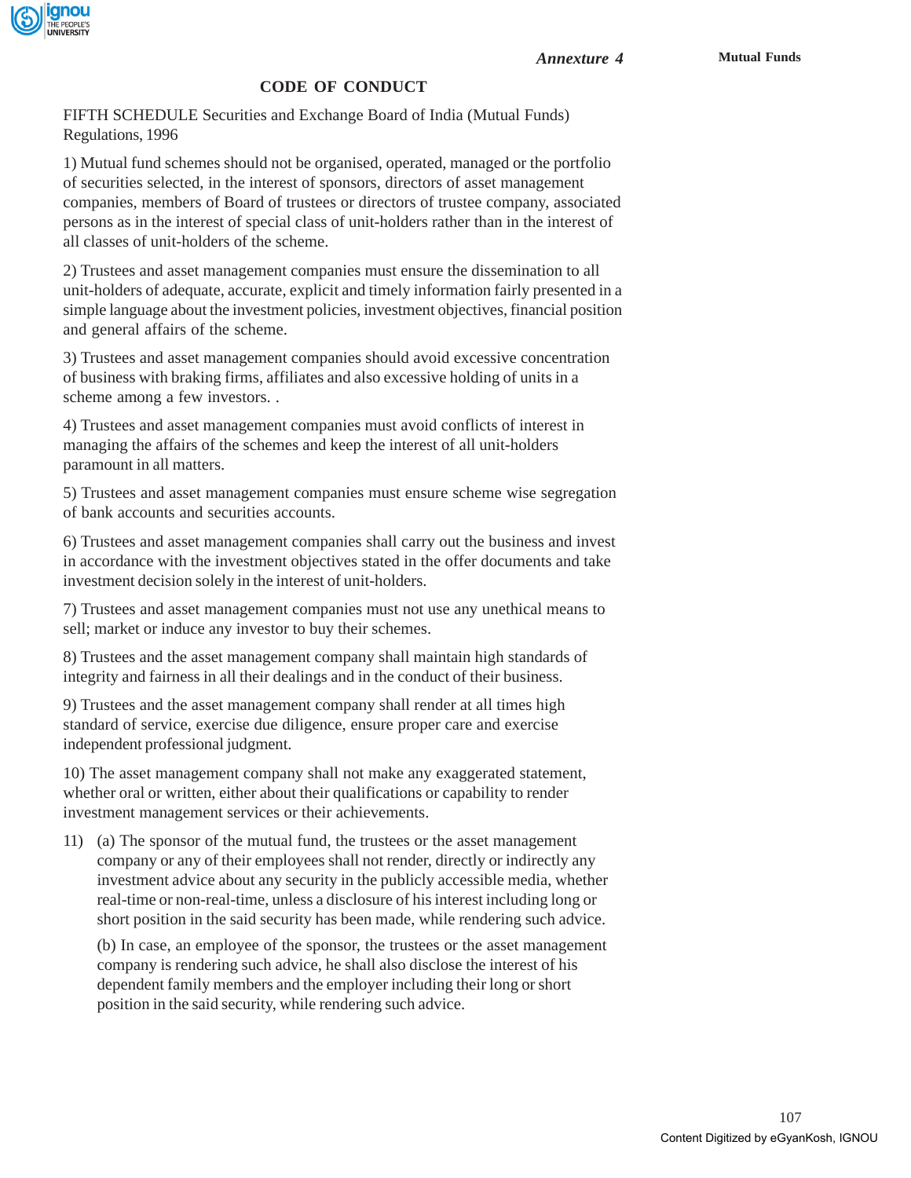*Annexure 4*

## CODE OF CONDUCT

FIFTH SCHEDULE Securities and Exchange Board of India (Mutual Funds) Regulations, 1996

1) Mutual fund schemes should not be organised, operated, managed or the portfolio of securities selected, in the interest of sponsors, directors of asset management companies, members of Board of trustees or directors of trustee company, associated persons as in the interest of special class of unit-holders rather than in the interest of all classes of unit-holders of the scheme.

2) Trustees and asset management companies must ensure the dissemination to all unit-holders of adequate, accurate, explicit and timely information fairly presented in a simple language about the investment policies, investment objectives, financial position and general affairs of the scheme.

3) Trustees and asset management companies should avoid excessive concentration of business with braking firms, affiliates and also excessive holding of units in a scheme among a few investors. .

4) Trustees and asset management companies must avoid conflicts of interest in managing the affairs of the schemes and keep the interest of all unit-holders paramount in all matters.

5) Trustees and asset management companies must ensure scheme wise segregation of bank accounts and securities accounts.

6) Trustees and asset management companies shall carry out the business and invest in accordance with the investment objectives stated in the offer documents and take investment decision solely in the interest of unit-holders.

7) Trustees and asset management companies must not use any unethical means to sell; market or induce any investor to buy their schemes.

8) Trustees and the asset management company shall maintain high standards of integrity and fairness in all their dealings and in the conduct of their business.

9) Trustees and the asset management company shall render at all times high standard of service, exercise due diligence, ensure proper care and exercise independent professional judgment.

10) The asset management company shall not make any exaggerated statement, whether oral or written, either about their qualifications or capability to render investment management services or their achievements.

11) (a) The sponsor of the mutual fund, the trustees or the asset management company or any of their employees shall not render, directly or indirectly any investment advice about any security in the publicly accessible media, whether real-time or non-real-time, unless a disclosure of his interest including long or short position in the said security has been made, while rendering such advice.

(b) In case, an employee of the sponsor, the trustees or the asset management company is rendering such advice, he shall also disclose the interest of his dependent family members and the employer including their long or short position in the said security, while rendering such advice.